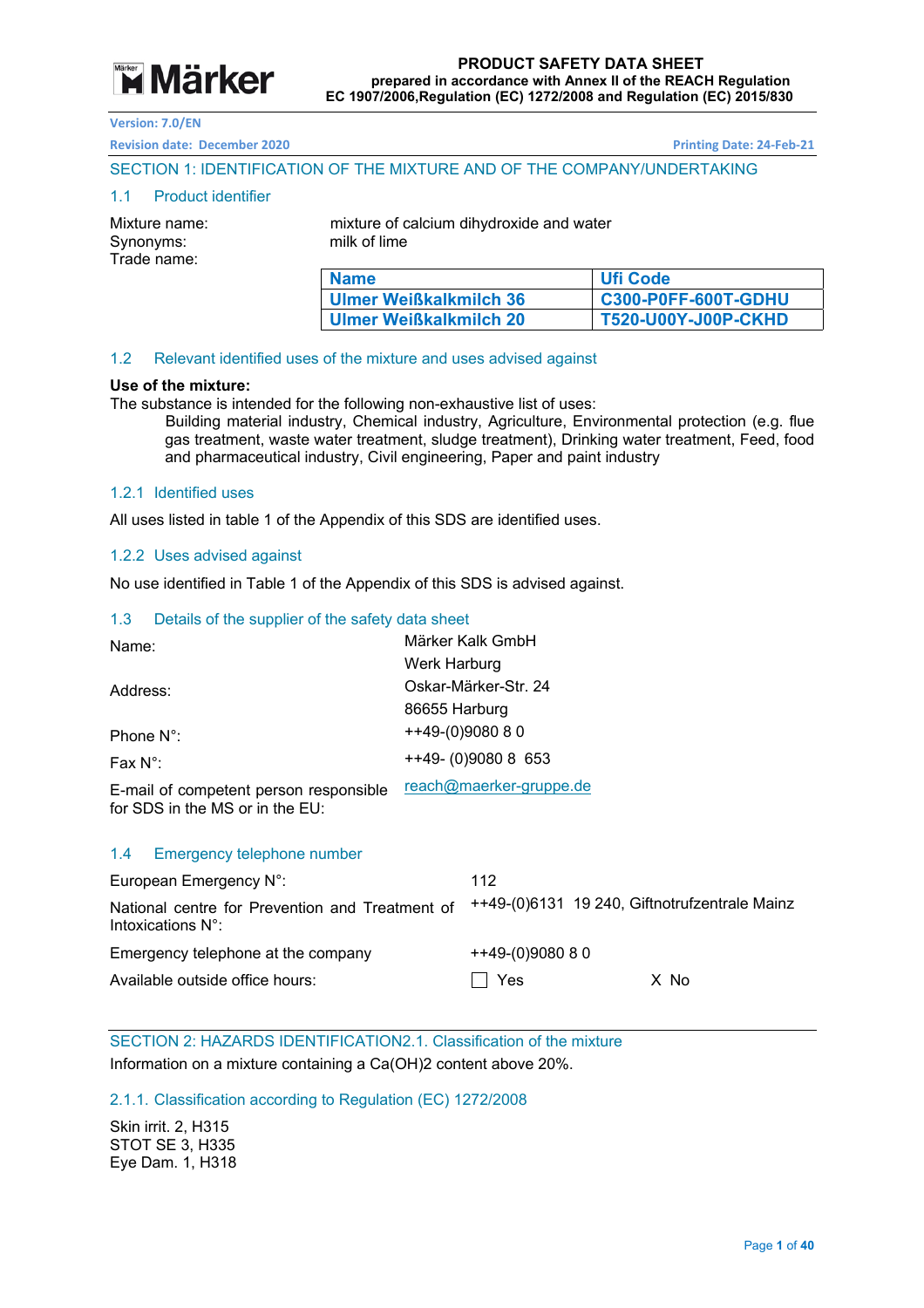Märker

**PRODUCT SAFETY DATA SHEET**
**prepared in accordance with Annex II of the REACH Regulation EC 1907/2006,Regulation (EC) 1272/2008 and Regulation (EC) 2015/830**

Version: 7.0/EN

Revision date: December 2020 Printing Date: 24-Feb-21

## SECTION 1: IDENTIFICATION OF THE MIXTURE AND OF THE COMPANY/UNDERTAKING

### 1.1 Product identifier

Mixture name: mixture of calcium dihydroxide and water

Synonyms: milk of lime

Trade name:

| Name | Ufi Code |
|---|---|
| Ulmer Weißkalkmilch 36 | C300-P0FF-600T-GDHU |
| Ulmer Weißkalkmilch 20 | T520-U00Y-J00P-CKHD |

### 1.2 Relevant identified uses of the mixture and uses advised against

**Use of the mixture:**

The substance is intended for the following non-exhaustive list of uses:

Building material industry, Chemical industry, Agriculture, Environmental protection (e.g. flue gas treatment, waste water treatment, sludge treatment), Drinking water treatment, Feed, food and pharmaceutical industry, Civil engineering, Paper and paint industry

#### 1.2.1 Identified uses

All uses listed in table 1 of the Appendix of this SDS are identified uses.

#### 1.2.2 Uses advised against

No use identified in Table 1 of the Appendix of this SDS is advised against.

### 1.3 Details of the supplier of the safety data sheet

| | |
|---|---|
| Name: | Märker Kalk GmbH<br>Werk Harburg |
| Address: | Oskar-Märker-Str. 24<br>86655 Harburg |
| Phone N°: | ++49-(0)9080 8 0 |
| Fax N°: | ++49- (0)9080 8 653 |
| E-mail of competent person responsible for SDS in the MS or in the EU: | reach@maerker-gruppe.de |

### 1.4 Emergency telephone number

| | |
|---|---|
| European Emergency N°: | 112 |
| National centre for Prevention and Treatment of Intoxications N°: | ++49-(0)6131 19 240, Giftnotrufzentrale Mainz |
| Emergency telephone at the company | ++49-(0)9080 8 0 |
| Available outside office hours: | ☐ Yes X No |

## SECTION 2: HAZARDS IDENTIFICATION2.1. Classification of the mixture

Information on a mixture containing a $Ca(OH)_2$ content above 20%.

### 2.1.1. Classification according to Regulation (EC) 1272/2008

Skin irrit. 2, H315
STOT SE 3, H335
Eye Dam. 1, H318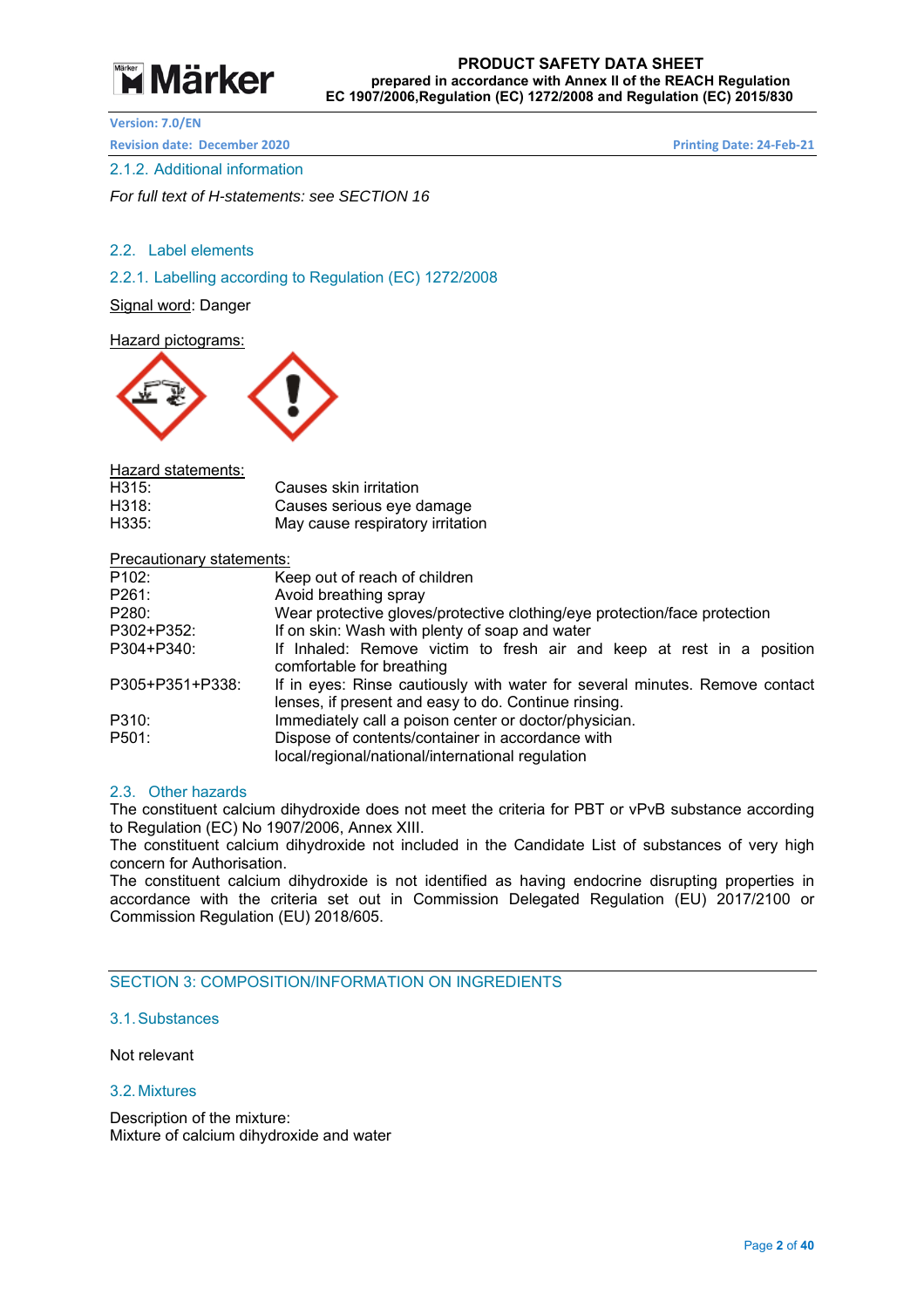### 2.1.2. Additional information

*For full text of H-statements: see SECTION 16*

## 2.2. Label elements

### 2.2.1. Labelling according to Regulation (EC) 1272/2008

Signal word: Danger

Hazard pictograms:

Hazard statements:

| | |
|---|---|
| H315: | Causes skin irritation |
| H318: | Causes serious eye damage |
| H335: | May cause respiratory irritation |

Precautionary statements:

| | |
|---|---|
| P102: | Keep out of reach of children |
| P261: | Avoid breathing spray |
| P280: | Wear protective gloves/protective clothing/eye protection/face protection |
| P302+P352: | If on skin: Wash with plenty of soap and water |
| P304+P340: | If Inhaled: Remove victim to fresh air and keep at rest in a position comfortable for breathing |
| P305+P351+P338: | If in eyes: Rinse cautiously with water for several minutes. Remove contact lenses, if present and easy to do. Continue rinsing. |
| P310: | Immediately call a poison center or doctor/physician. |
| P501: | Dispose of contents/container in accordance with local/regional/national/international regulation |

## 2.3. Other hazards

The constituent calcium dihydroxide does not meet the criteria for PBT or vPvB substance according to Regulation (EC) No 1907/2006, Annex XIII.
The constituent calcium dihydroxide not included in the Candidate List of substances of very high concern for Authorisation.
The constituent calcium dihydroxide is not identified as having endocrine disrupting properties in accordance with the criteria set out in Commission Delegated Regulation (EU) 2017/2100 or Commission Regulation (EU) 2018/605.

# SECTION 3: COMPOSITION/INFORMATION ON INGREDIENTS

## 3.1. Substances

Not relevant

## 3.2. Mixtures

Description of the mixture:
Mixture of calcium dihydroxide and water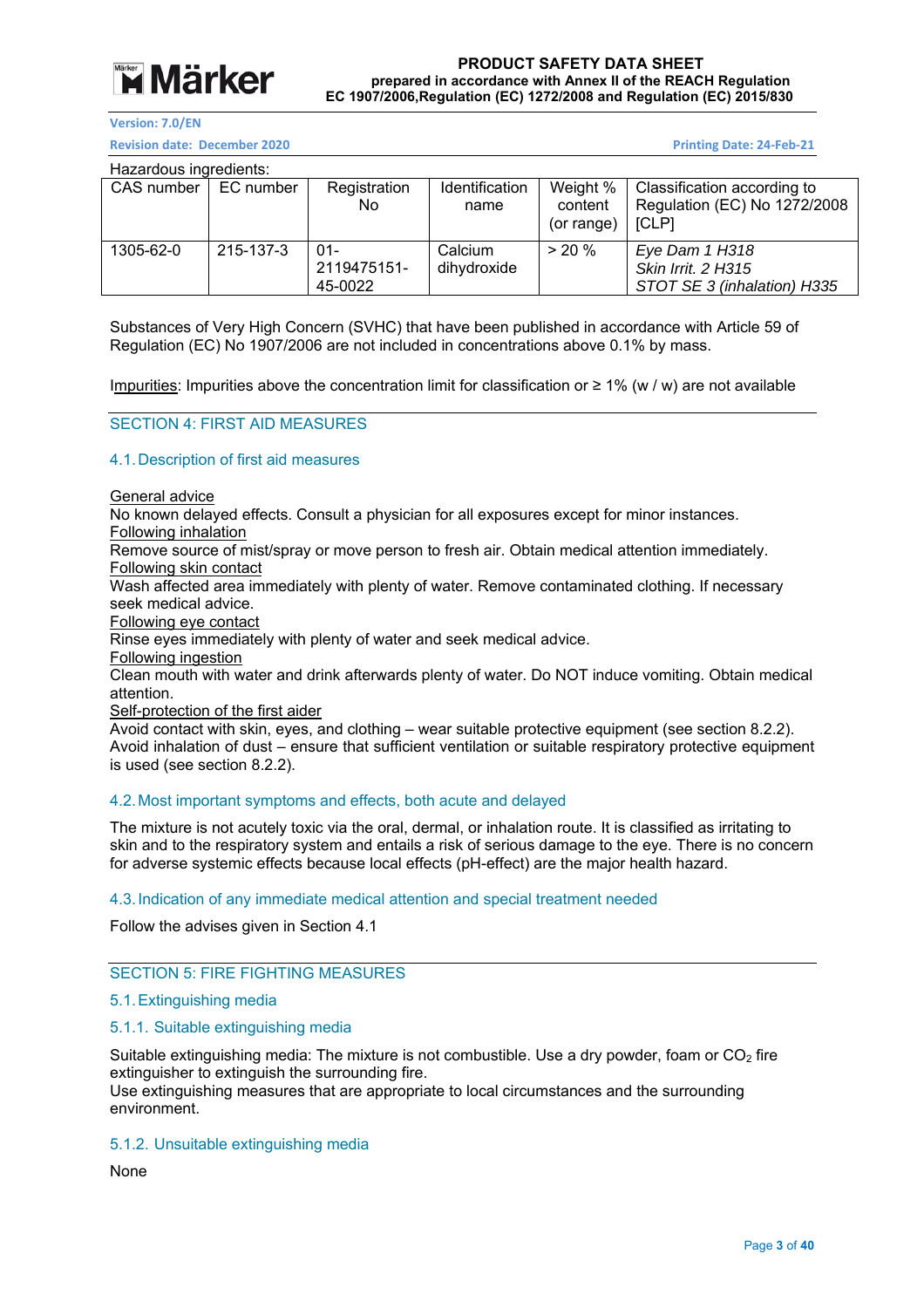Hazardous ingredients:

| CAS number | EC number | Registration No | Identification name | Weight % content (or range) | Classification according to Regulation (EC) No 1272/2008 [CLP] |
|---|---|---|---|---|---|
| 1305-62-0 | 215-137-3 | 01-2119475151-45-0022 | Calcium dihydroxide | > 20 % | *Eye Dam 1 H318*<br>*Skin Irrit. 2 H315*<br>*STOT SE 3 (inhalation) H335* |

Substances of Very High Concern (SVHC) that have been published in accordance with Article 59 of Regulation (EC) No 1907/2006 are not included in concentrations above 0.1% by mass.

Impurities: Impurities above the concentration limit for classification or ≥ 1% (w / w) are not available

## SECTION 4: FIRST AID MEASURES

### 4.1. Description of first aid measures

General advice

No known delayed effects. Consult a physician for all exposures except for minor instances.

Following inhalation

Remove source of mist/spray or move person to fresh air. Obtain medical attention immediately.

Following skin contact

Wash affected area immediately with plenty of water. Remove contaminated clothing. If necessary seek medical advice.

Following eye contact

Rinse eyes immediately with plenty of water and seek medical advice.

Following ingestion

Clean mouth with water and drink afterwards plenty of water. Do NOT induce vomiting. Obtain medical attention.

Self-protection of the first aider

Avoid contact with skin, eyes, and clothing – wear suitable protective equipment (see section 8.2.2). Avoid inhalation of dust – ensure that sufficient ventilation or suitable respiratory protective equipment is used (see section 8.2.2).

### 4.2. Most important symptoms and effects, both acute and delayed

The mixture is not acutely toxic via the oral, dermal, or inhalation route. It is classified as irritating to skin and to the respiratory system and entails a risk of serious damage to the eye. There is no concern for adverse systemic effects because local effects (pH-effect) are the major health hazard.

### 4.3. Indication of any immediate medical attention and special treatment needed

Follow the advises given in Section 4.1

## SECTION 5: FIRE FIGHTING MEASURES

### 5.1. Extinguishing media

#### 5.1.1. Suitable extinguishing media

Suitable extinguishing media: The mixture is not combustible. Use a dry powder, foam or $CO_2$ fire extinguisher to extinguish the surrounding fire.
Use extinguishing measures that are appropriate to local circumstances and the surrounding environment.

#### 5.1.2. Unsuitable extinguishing media

None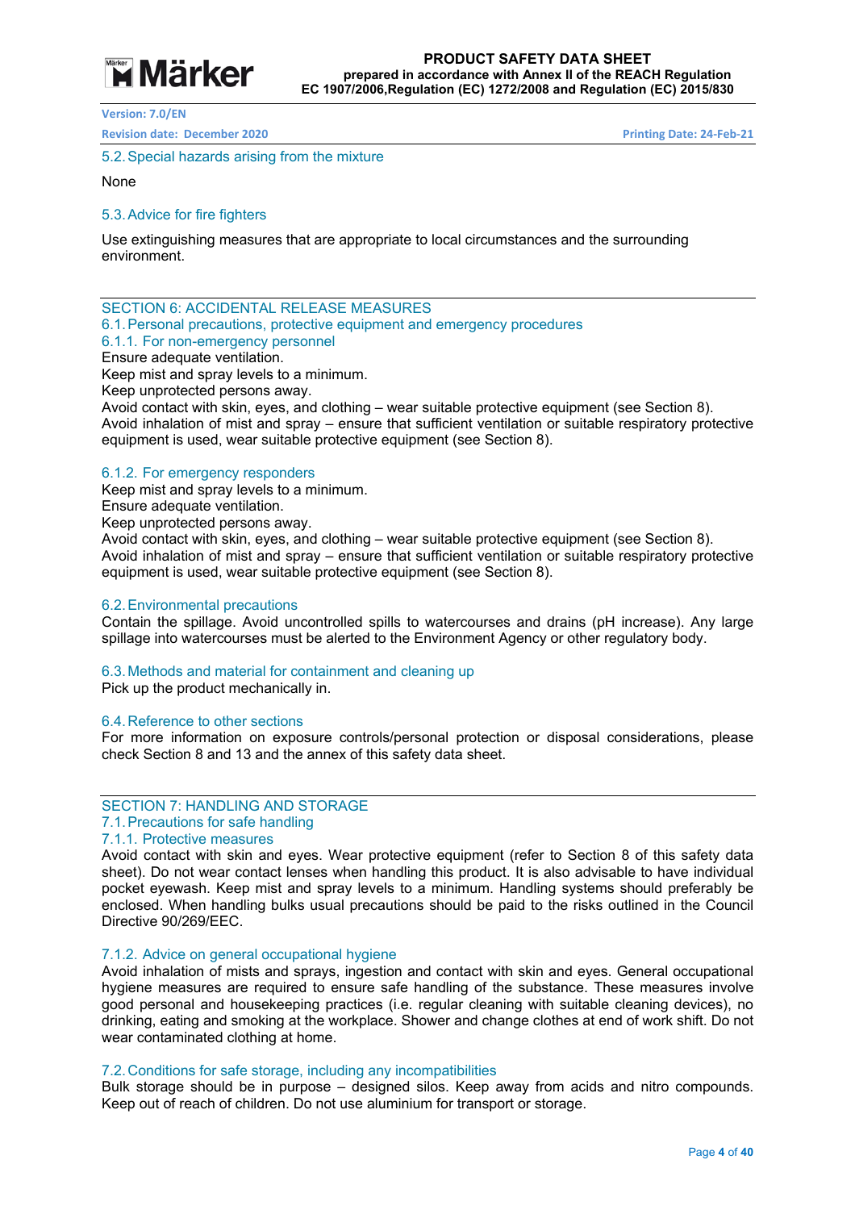### 5.2. Special hazards arising from the mixture

None

### 5.3. Advice for fire fighters

Use extinguishing measures that are appropriate to local circumstances and the surrounding environment.

## SECTION 6: ACCIDENTAL RELEASE MEASURES

### 6.1. Personal precautions, protective equipment and emergency procedures

#### 6.1.1. For non-emergency personnel

Ensure adequate ventilation.
Keep mist and spray levels to a minimum.
Keep unprotected persons away.
Avoid contact with skin, eyes, and clothing – wear suitable protective equipment (see Section 8).
Avoid inhalation of mist and spray – ensure that sufficient ventilation or suitable respiratory protective equipment is used, wear suitable protective equipment (see Section 8).

#### 6.1.2. For emergency responders

Keep mist and spray levels to a minimum.
Ensure adequate ventilation.
Keep unprotected persons away.
Avoid contact with skin, eyes, and clothing – wear suitable protective equipment (see Section 8).
Avoid inhalation of mist and spray – ensure that sufficient ventilation or suitable respiratory protective equipment is used, wear suitable protective equipment (see Section 8).

### 6.2. Environmental precautions

Contain the spillage. Avoid uncontrolled spills to watercourses and drains (pH increase). Any large spillage into watercourses must be alerted to the Environment Agency or other regulatory body.

### 6.3. Methods and material for containment and cleaning up

Pick up the product mechanically in.

### 6.4. Reference to other sections

For more information on exposure controls/personal protection or disposal considerations, please check Section 8 and 13 and the annex of this safety data sheet.

## SECTION 7: HANDLING AND STORAGE

### 7.1. Precautions for safe handling

#### 7.1.1. Protective measures

Avoid contact with skin and eyes. Wear protective equipment (refer to Section 8 of this safety data sheet). Do not wear contact lenses when handling this product. It is also advisable to have individual pocket eyewash. Keep mist and spray levels to a minimum. Handling systems should preferably be enclosed. When handling bulks usual precautions should be paid to the risks outlined in the Council Directive 90/269/EEC.

#### 7.1.2. Advice on general occupational hygiene

Avoid inhalation of mists and sprays, ingestion and contact with skin and eyes. General occupational hygiene measures are required to ensure safe handling of the substance. These measures involve good personal and housekeeping practices (i.e. regular cleaning with suitable cleaning devices), no drinking, eating and smoking at the workplace. Shower and change clothes at end of work shift. Do not wear contaminated clothing at home.

### 7.2. Conditions for safe storage, including any incompatibilities

Bulk storage should be in purpose – designed silos. Keep away from acids and nitro compounds. Keep out of reach of children. Do not use aluminium for transport or storage.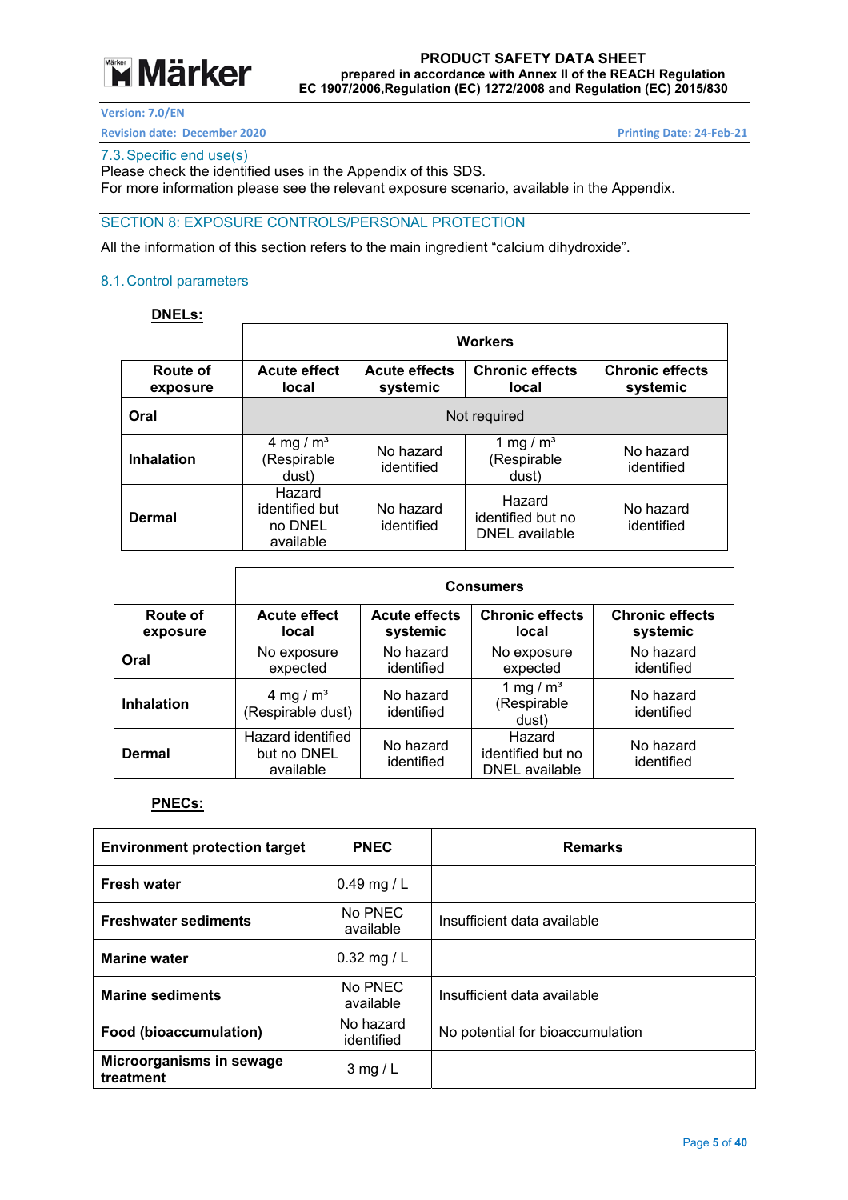### 7.3. Specific end use(s)

Please check the identified uses in the Appendix of this SDS.
For more information please see the relevant exposure scenario, available in the Appendix.

## SECTION 8: EXPOSURE CONTROLS/PERSONAL PROTECTION

All the information of this section refers to the main ingredient “calcium dihydroxide”.

### 8.1. Control parameters

**DNELs:**

| | Workers | | | |
|---|---|---|---|---|
| **Route of exposure** | **Acute effect local** | **Acute effects systemic** | **Chronic effects local** | **Chronic effects systemic** |
| **Oral** | Not required | | | |
| **Inhalation** | 4 mg / $m^3$ (Respirable dust) | No hazard identified | 1 mg / $m^3$ (Respirable dust) | No hazard identified |
| **Dermal** | Hazard identified but no DNEL available | No hazard identified | Hazard identified but no DNEL available | No hazard identified |

| | Consumers | | | |
|---|---|---|---|---|
| **Route of exposure** | **Acute effect local** | **Acute effects systemic** | **Chronic effects local** | **Chronic effects systemic** |
| **Oral** | No exposure expected | No hazard identified | No exposure expected | No hazard identified |
| **Inhalation** | 4 mg / $m^3$ (Respirable dust) | No hazard identified | 1 mg / $m^3$ (Respirable dust) | No hazard identified |
| **Dermal** | Hazard identified but no DNEL available | No hazard identified | Hazard identified but no DNEL available | No hazard identified |

**PNECs:**

| Environment protection target | PNEC | Remarks |
|---|---|---|
| **Fresh water** | 0.49 mg / L | |
| **Freshwater sediments** | No PNEC available | Insufficient data available |
| **Marine water** | 0.32 mg / L | |
| **Marine sediments** | No PNEC available | Insufficient data available |
| **Food (bioaccumulation)** | No hazard identified | No potential for bioaccumulation |
| **Microorganisms in sewage treatment** | 3 mg / L | |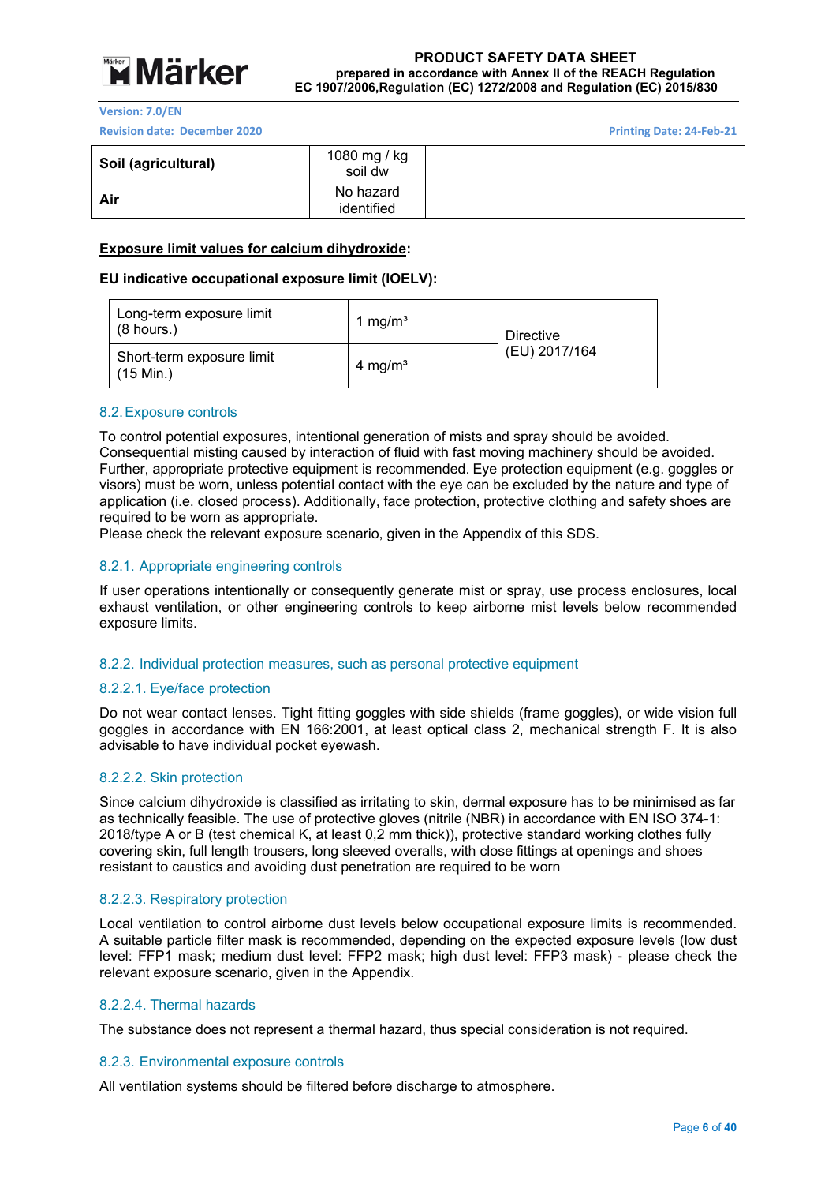| Soil (agricultural) | 1080 mg / kg soil dw | |
|---|---|---|
| Air | No hazard identified | |

**Exposure limit values for calcium dihydroxide:**

**EU indicative occupational exposure limit (IOELV):**

| Long-term exposure limit (8 hours.) | 1 mg/m³ | Directive (EU) 2017/164 |
|---|---|---|
| Short-term exposure limit (15 Min.) | 4 mg/m³ | |

### 8.2. Exposure controls

To control potential exposures, intentional generation of mists and spray should be avoided. Consequential misting caused by interaction of fluid with fast moving machinery should be avoided. Further, appropriate protective equipment is recommended. Eye protection equipment (e.g. goggles or visors) must be worn, unless potential contact with the eye can be excluded by the nature and type of application (i.e. closed process). Additionally, face protection, protective clothing and safety shoes are required to be worn as appropriate.
Please check the relevant exposure scenario, given in the Appendix of this SDS.

#### 8.2.1. Appropriate engineering controls

If user operations intentionally or consequently generate mist or spray, use process enclosures, local exhaust ventilation, or other engineering controls to keep airborne mist levels below recommended exposure limits.

#### 8.2.2. Individual protection measures, such as personal protective equipment

##### 8.2.2.1. Eye/face protection

Do not wear contact lenses. Tight fitting goggles with side shields (frame goggles), or wide vision full goggles in accordance with EN 166:2001, at least optical class 2, mechanical strength F. It is also advisable to have individual pocket eyewash.

##### 8.2.2.2. Skin protection

Since calcium dihydroxide is classified as irritating to skin, dermal exposure has to be minimised as far as technically feasible. The use of protective gloves (nitrile (NBR) in accordance with EN ISO 374-1: 2018/type A or B (test chemical K, at least 0,2 mm thick)), protective standard working clothes fully covering skin, full length trousers, long sleeved overalls, with close fittings at openings and shoes resistant to caustics and avoiding dust penetration are required to be worn

##### 8.2.2.3. Respiratory protection

Local ventilation to control airborne dust levels below occupational exposure limits is recommended. A suitable particle filter mask is recommended, depending on the expected exposure levels (low dust level: FFP1 mask; medium dust level: FFP2 mask; high dust level: FFP3 mask) - please check the relevant exposure scenario, given in the Appendix.

##### 8.2.2.4. Thermal hazards

The substance does not represent a thermal hazard, thus special consideration is not required.

#### 8.2.3. Environmental exposure controls

All ventilation systems should be filtered before discharge to atmosphere.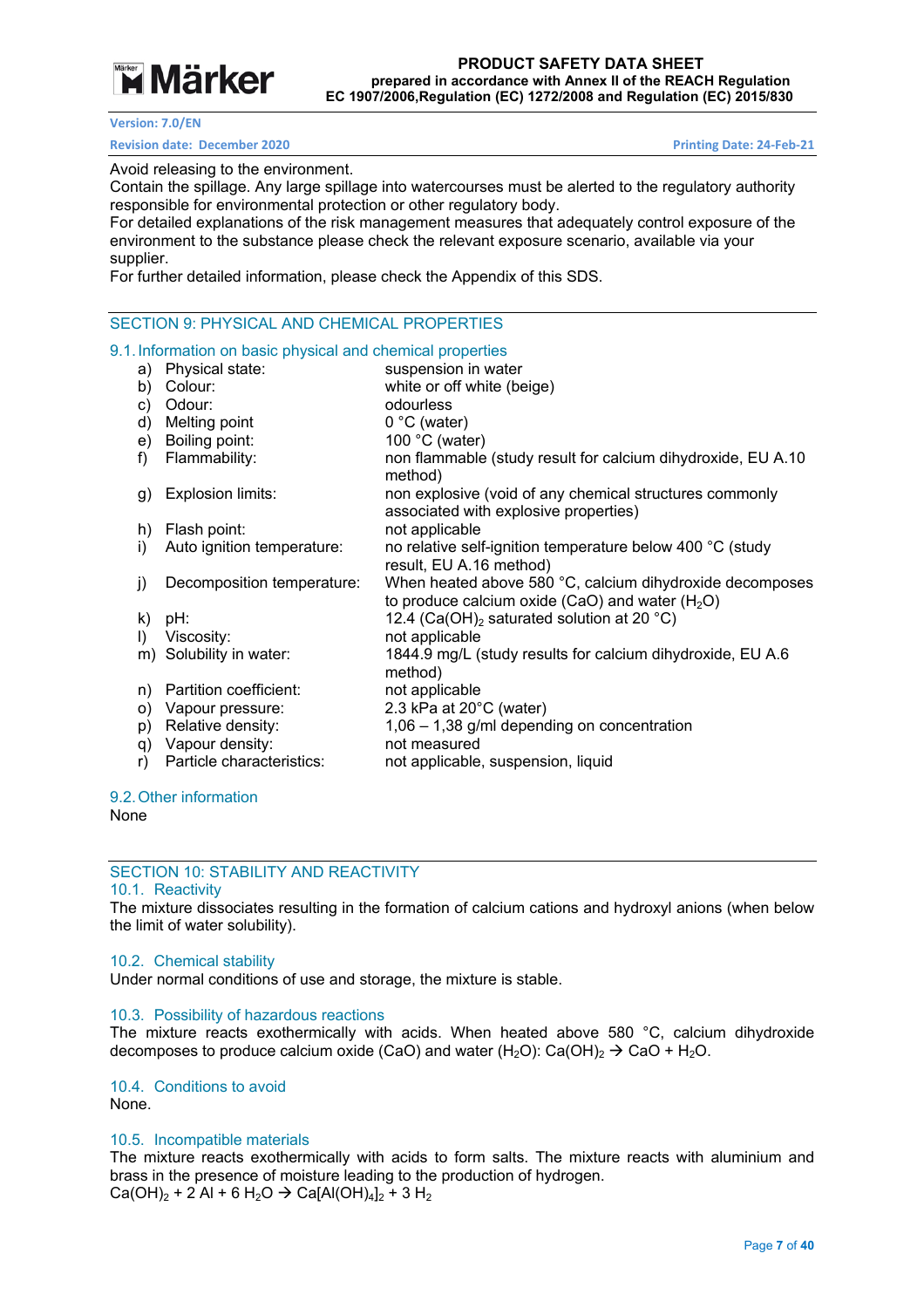Avoid releasing to the environment.
Contain the spillage. Any large spillage into watercourses must be alerted to the regulatory authority responsible for environmental protection or other regulatory body.
For detailed explanations of the risk management measures that adequately control exposure of the environment to the substance please check the relevant exposure scenario, available via your supplier.
For further detailed information, please check the Appendix of this SDS.

## SECTION 9: PHYSICAL AND CHEMICAL PROPERTIES

### 9.1. Information on basic physical and chemical properties

| | Property | Value |
|---|---|---|
| a) | Physical state: | suspension in water |
| b) | Colour: | white or off white (beige) |
| c) | Odour: | odourless |
| d) | Melting point | 0 °C (water) |
| e) | Boiling point: | 100 °C (water) |
| f) | Flammability: | non flammable (study result for calcium dihydroxide, EU A.10 method) |
| g) | Explosion limits: | non explosive (void of any chemical structures commonly associated with explosive properties) |
| h) | Flash point: | not applicable |
| i) | Auto ignition temperature: | no relative self-ignition temperature below 400 °C (study result, EU A.16 method) |
| j) | Decomposition temperature: | When heated above 580 °C, calcium dihydroxide decomposes to produce calcium oxide (CaO) and water ($H_2O$) |
| k) | pH: | 12.4 ($Ca(OH)_2$ saturated solution at 20 °C) |
| l) | Viscosity: | not applicable |
| m) | Solubility in water: | 1844.9 mg/L (study results for calcium dihydroxide, EU A.6 method) |
| n) | Partition coefficient: | not applicable |
| o) | Vapour pressure: | 2.3 kPa at 20°C (water) |
| p) | Relative density: | 1,06 – 1,38 g/ml depending on concentration |
| q) | Vapour density: | not measured |
| r) | Particle characteristics: | not applicable, suspension, liquid |

### 9.2. Other information

None

## SECTION 10: STABILITY AND REACTIVITY

### 10.1. Reactivity

The mixture dissociates resulting in the formation of calcium cations and hydroxyl anions (when below the limit of water solubility).

### 10.2. Chemical stability

Under normal conditions of use and storage, the mixture is stable.

### 10.3. Possibility of hazardous reactions

The mixture reacts exothermically with acids. When heated above 580 °C, calcium dihydroxide decomposes to produce calcium oxide (CaO) and water ($H_2O$): $Ca(OH)_2 \rightarrow CaO + H_2O$.

### 10.4. Conditions to avoid

None.

### 10.5. Incompatible materials

The mixture reacts exothermically with acids to form salts. The mixture reacts with aluminium and brass in the presence of moisture leading to the production of hydrogen.
$Ca(OH)_2 + 2\ Al + 6\ H_2O \rightarrow Ca[Al(OH)_4]_2 + 3\ H_2$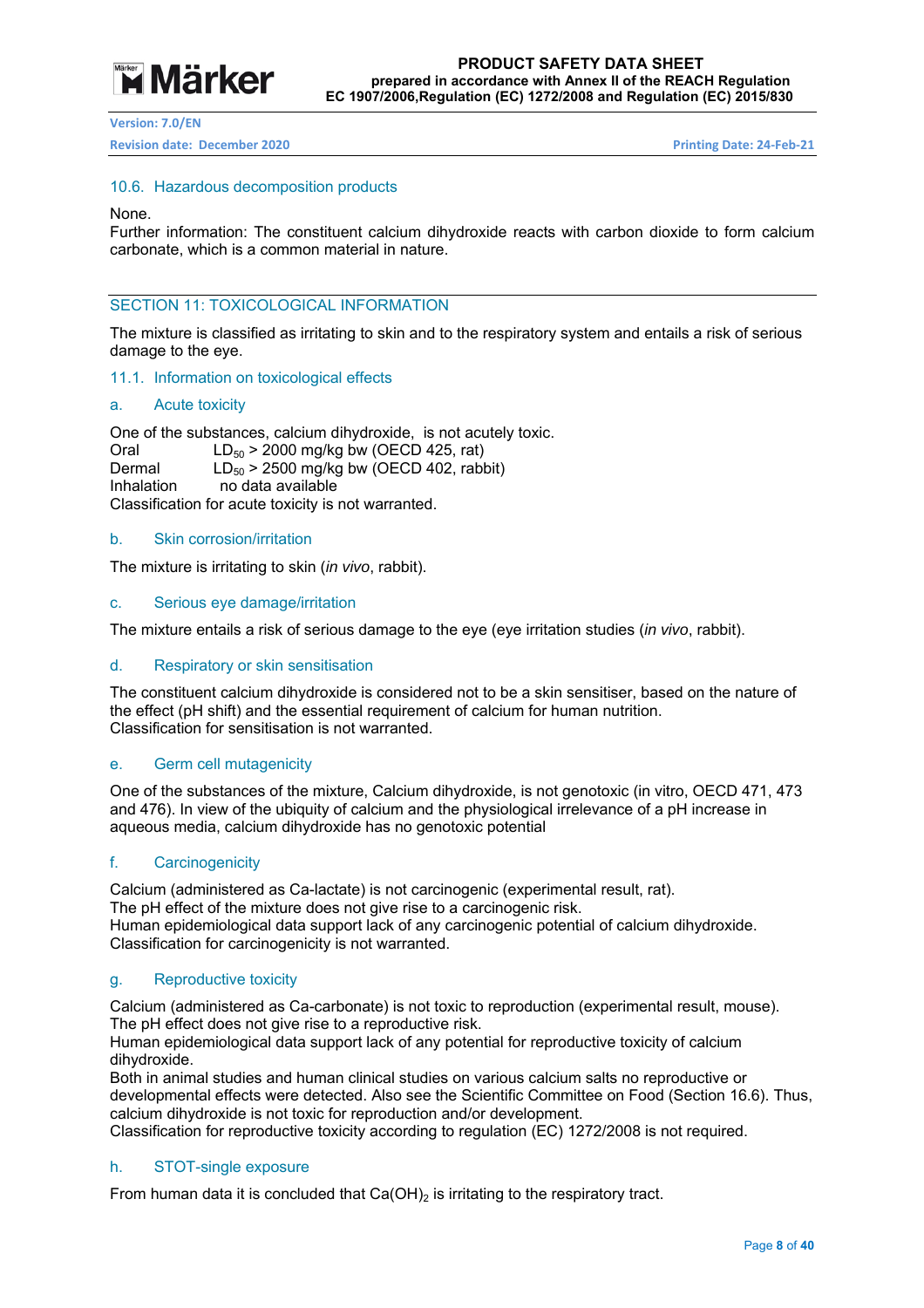### 10.6. Hazardous decomposition products

None.
Further information: The constituent calcium dihydroxide reacts with carbon dioxide to form calcium carbonate, which is a common material in nature.

## SECTION 11: TOXICOLOGICAL INFORMATION

The mixture is classified as irritating to skin and to the respiratory system and entails a risk of serious damage to the eye.

### 11.1. Information on toxicological effects

#### a. Acute toxicity

One of the substances, calcium dihydroxide, is not acutely toxic.

| | |
|---|---|
| Oral | $LD_{50}$ > 2000 mg/kg bw (OECD 425, rat) |
| Dermal | $LD_{50}$ > 2500 mg/kg bw (OECD 402, rabbit) |
| Inhalation | no data available |

Classification for acute toxicity is not warranted.

#### b. Skin corrosion/irritation

The mixture is irritating to skin (*in vivo*, rabbit).

#### c. Serious eye damage/irritation

The mixture entails a risk of serious damage to the eye (eye irritation studies (*in vivo*, rabbit).

#### d. Respiratory or skin sensitisation

The constituent calcium dihydroxide is considered not to be a skin sensitiser, based on the nature of the effect (pH shift) and the essential requirement of calcium for human nutrition.
Classification for sensitisation is not warranted.

#### e. Germ cell mutagenicity

One of the substances of the mixture, Calcium dihydroxide, is not genotoxic (in vitro, OECD 471, 473 and 476). In view of the ubiquity of calcium and the physiological irrelevance of a pH increase in aqueous media, calcium dihydroxide has no genotoxic potential

#### f. Carcinogenicity

Calcium (administered as Ca-lactate) is not carcinogenic (experimental result, rat).
The pH effect of the mixture does not give rise to a carcinogenic risk.
Human epidemiological data support lack of any carcinogenic potential of calcium dihydroxide.
Classification for carcinogenicity is not warranted.

#### g. Reproductive toxicity

Calcium (administered as Ca-carbonate) is not toxic to reproduction (experimental result, mouse).
The pH effect does not give rise to a reproductive risk.
Human epidemiological data support lack of any potential for reproductive toxicity of calcium dihydroxide.
Both in animal studies and human clinical studies on various calcium salts no reproductive or developmental effects were detected. Also see the Scientific Committee on Food (Section 16.6). Thus, calcium dihydroxide is not toxic for reproduction and/or development.
Classification for reproductive toxicity according to regulation (EC) 1272/2008 is not required.

#### h. STOT-single exposure

From human data it is concluded that $Ca(OH)_2$ is irritating to the respiratory tract.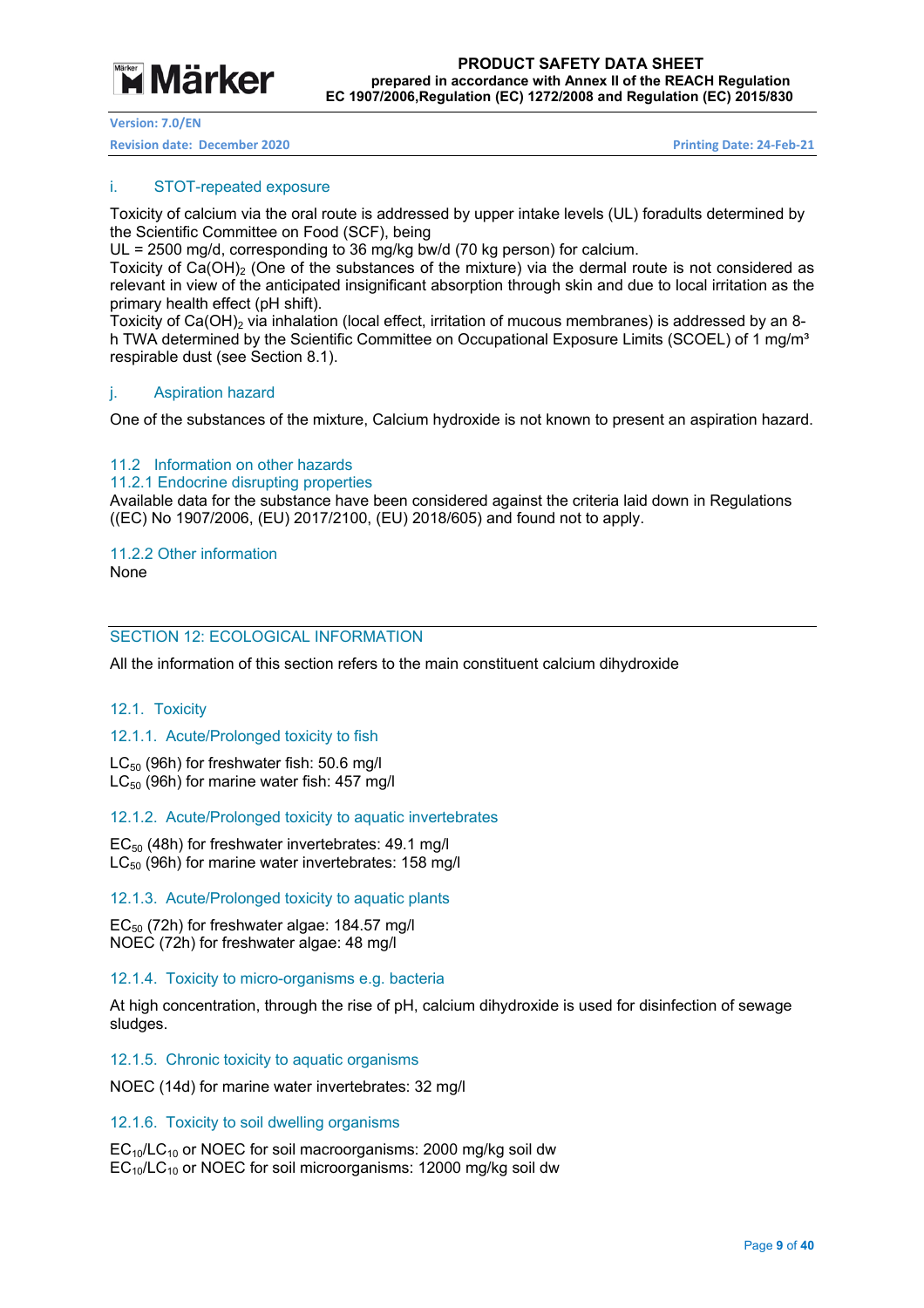### i. STOT-repeated exposure

Toxicity of calcium via the oral route is addressed by upper intake levels (UL) foradults determined by the Scientific Committee on Food (SCF), being
UL = 2500 mg/d, corresponding to 36 mg/kg bw/d (70 kg person) for calcium.
Toxicity of $Ca(OH)_2$ (One of the substances of the mixture) via the dermal route is not considered as relevant in view of the anticipated insignificant absorption through skin and due to local irritation as the primary health effect (pH shift).
Toxicity of $Ca(OH)_2$ via inhalation (local effect, irritation of mucous membranes) is addressed by an 8-h TWA determined by the Scientific Committee on Occupational Exposure Limits (SCOEL) of 1 mg/m³ respirable dust (see Section 8.1).

### j. Aspiration hazard

One of the substances of the mixture, Calcium hydroxide is not known to present an aspiration hazard.

### 11.2 Information on other hazards

#### 11.2.1 Endocrine disrupting properties

Available data for the substance have been considered against the criteria laid down in Regulations ((EC) No 1907/2006, (EU) 2017/2100, (EU) 2018/605) and found not to apply.

#### 11.2.2 Other information

None

## SECTION 12: ECOLOGICAL INFORMATION

All the information of this section refers to the main constituent calcium dihydroxide

### 12.1. Toxicity

#### 12.1.1. Acute/Prolonged toxicity to fish

$LC_{50}$ (96h) for freshwater fish: 50.6 mg/l
$LC_{50}$ (96h) for marine water fish: 457 mg/l

#### 12.1.2. Acute/Prolonged toxicity to aquatic invertebrates

$EC_{50}$ (48h) for freshwater invertebrates: 49.1 mg/l
$LC_{50}$ (96h) for marine water invertebrates: 158 mg/l

#### 12.1.3. Acute/Prolonged toxicity to aquatic plants

$EC_{50}$ (72h) for freshwater algae: 184.57 mg/l
NOEC (72h) for freshwater algae: 48 mg/l

#### 12.1.4. Toxicity to micro-organisms e.g. bacteria

At high concentration, through the rise of pH, calcium dihydroxide is used for disinfection of sewage sludges.

#### 12.1.5. Chronic toxicity to aquatic organisms

NOEC (14d) for marine water invertebrates: 32 mg/l

#### 12.1.6. Toxicity to soil dwelling organisms

$EC_{10}/LC_{10}$ or NOEC for soil macroorganisms: 2000 mg/kg soil dw
$EC_{10}/LC_{10}$ or NOEC for soil microorganisms: 12000 mg/kg soil dw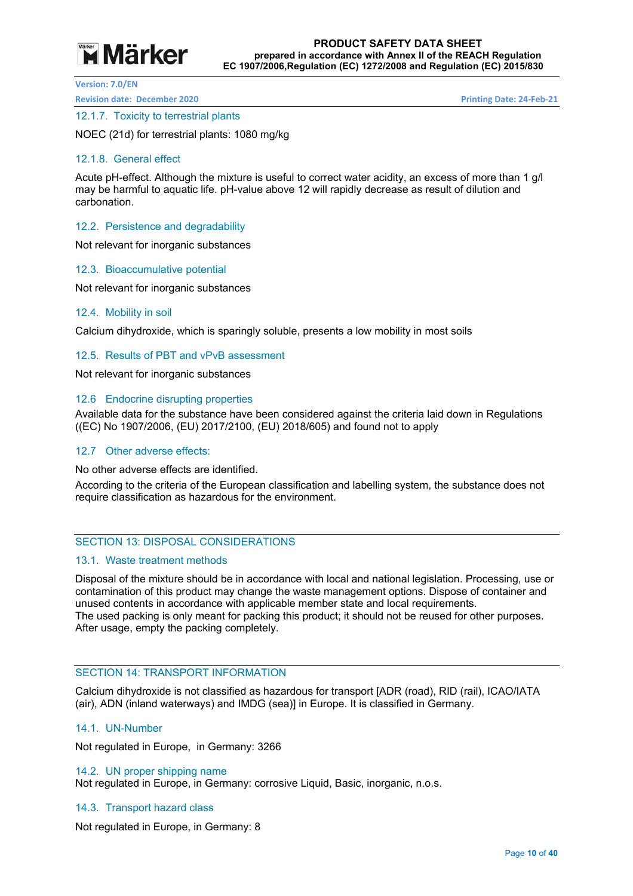### 12.1.7. Toxicity to terrestrial plants

NOEC (21d) for terrestrial plants: 1080 mg/kg

### 12.1.8. General effect

Acute pH-effect. Although the mixture is useful to correct water acidity, an excess of more than 1 g/l may be harmful to aquatic life. pH-value above 12 will rapidly decrease as result of dilution and carbonation.

### 12.2. Persistence and degradability

Not relevant for inorganic substances

### 12.3. Bioaccumulative potential

Not relevant for inorganic substances

### 12.4. Mobility in soil

Calcium dihydroxide, which is sparingly soluble, presents a low mobility in most soils

### 12.5. Results of PBT and vPvB assessment

Not relevant for inorganic substances

### 12.6 Endocrine disrupting properties

Available data for the substance have been considered against the criteria laid down in Regulations ((EC) No 1907/2006, (EU) 2017/2100, (EU) 2018/605) and found not to apply

### 12.7 Other adverse effects:

No other adverse effects are identified.

According to the criteria of the European classification and labelling system, the substance does not require classification as hazardous for the environment.

## SECTION 13: DISPOSAL CONSIDERATIONS

### 13.1. Waste treatment methods

Disposal of the mixture should be in accordance with local and national legislation. Processing, use or contamination of this product may change the waste management options. Dispose of container and unused contents in accordance with applicable member state and local requirements.
The used packing is only meant for packing this product; it should not be reused for other purposes. After usage, empty the packing completely.

## SECTION 14: TRANSPORT INFORMATION

Calcium dihydroxide is not classified as hazardous for transport [ADR (road), RID (rail), ICAO/IATA (air), ADN (inland waterways) and IMDG (sea)] in Europe. It is classified in Germany.

### 14.1. UN-Number

Not regulated in Europe, in Germany: 3266

### 14.2. UN proper shipping name

Not regulated in Europe, in Germany: corrosive Liquid, Basic, inorganic, n.o.s.

### 14.3. Transport hazard class

Not regulated in Europe, in Germany: 8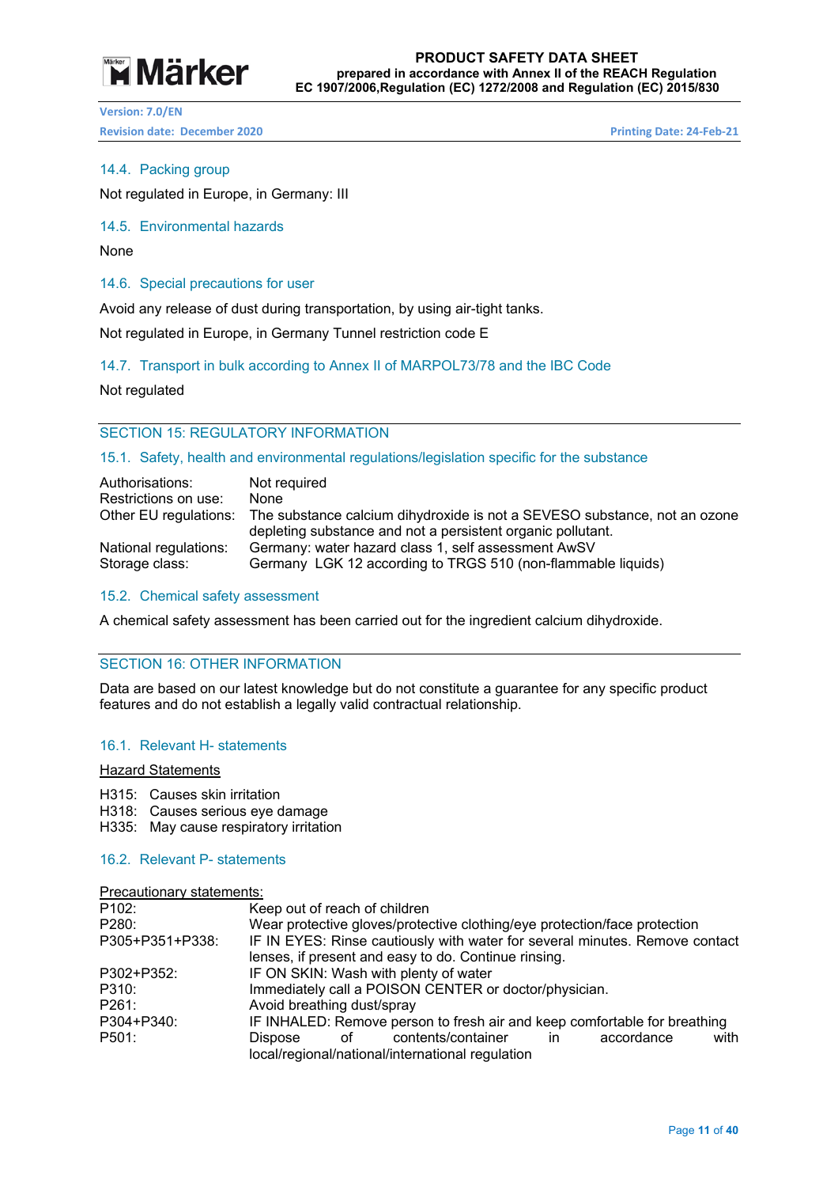### 14.4. Packing group

Not regulated in Europe, in Germany: III

### 14.5. Environmental hazards

None

### 14.6. Special precautions for user

Avoid any release of dust during transportation, by using air-tight tanks.

Not regulated in Europe, in Germany Tunnel restriction code E

### 14.7. Transport in bulk according to Annex II of MARPOL73/78 and the IBC Code

Not regulated

## SECTION 15: REGULATORY INFORMATION

### 15.1. Safety, health and environmental regulations/legislation specific for the substance

| | |
|---|---|
| Authorisations: | Not required |
| Restrictions on use: | None |
| Other EU regulations: | The substance calcium dihydroxide is not a SEVESO substance, not an ozone depleting substance and not a persistent organic pollutant. |
| National regulations: | Germany: water hazard class 1, self assessment AwSV |
| Storage class: | Germany LGK 12 according to TRGS 510 (non-flammable liquids) |

### 15.2. Chemical safety assessment

A chemical safety assessment has been carried out for the ingredient calcium dihydroxide.

## SECTION 16: OTHER INFORMATION

Data are based on our latest knowledge but do not constitute a guarantee for any specific product features and do not establish a legally valid contractual relationship.

### 16.1. Relevant H- statements

Hazard Statements

H315: Causes skin irritation
H318: Causes serious eye damage
H335: May cause respiratory irritation

### 16.2. Relevant P- statements

Precautionary statements:

| | |
|---|---|
| P102: | Keep out of reach of children |
| P280: | Wear protective gloves/protective clothing/eye protection/face protection |
| P305+P351+P338: | IF IN EYES: Rinse cautiously with water for several minutes. Remove contact lenses, if present and easy to do. Continue rinsing. |
| P302+P352: | IF ON SKIN: Wash with plenty of water |
| P310: | Immediately call a POISON CENTER or doctor/physician. |
| P261: | Avoid breathing dust/spray |
| P304+P340: | IF INHALED: Remove person to fresh air and keep comfortable for breathing |
| P501: | Dispose of contents/container in accordance with local/regional/national/international regulation |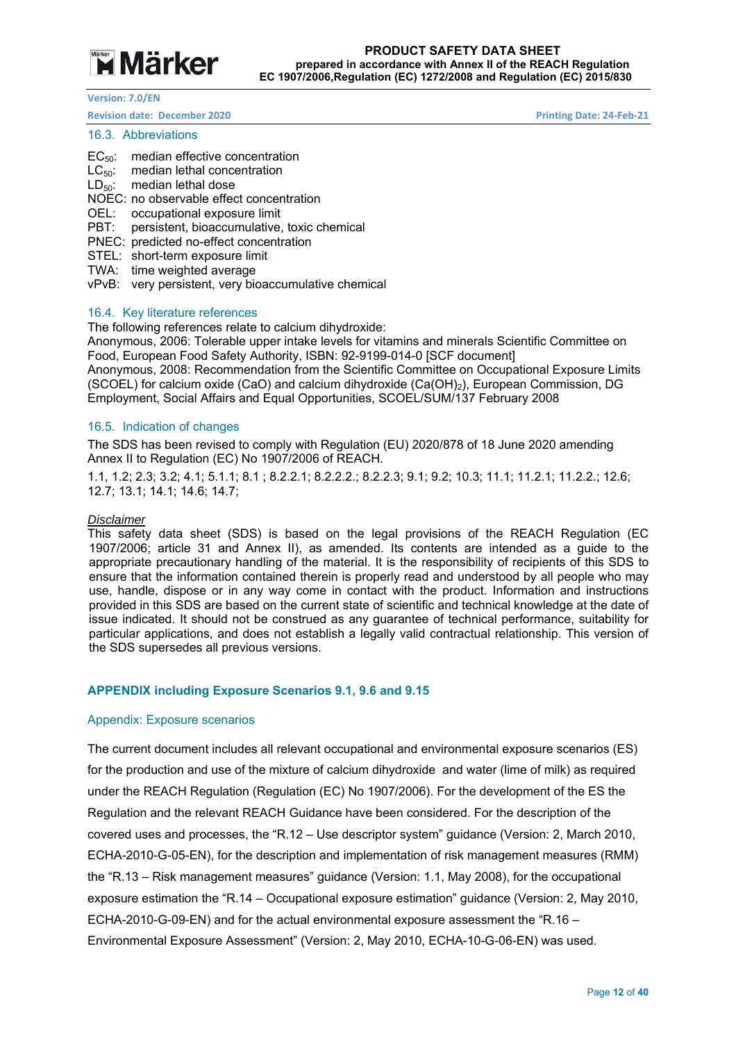### 16.3. Abbreviations

$EC_{50}$: median effective concentration
$LC_{50}$: median lethal concentration
$LD_{50}$: median lethal dose
NOEC: no observable effect concentration
OEL: occupational exposure limit
PBT: persistent, bioaccumulative, toxic chemical
PNEC: predicted no-effect concentration
STEL: short-term exposure limit
TWA: time weighted average
vPvB: very persistent, very bioaccumulative chemical

### 16.4. Key literature references

The following references relate to calcium dihydroxide:
Anonymous, 2006: Tolerable upper intake levels for vitamins and minerals Scientific Committee on Food, European Food Safety Authority, ISBN: 92-9199-014-0 [SCF document]
Anonymous, 2008: Recommendation from the Scientific Committee on Occupational Exposure Limits (SCOEL) for calcium oxide (CaO) and calcium dihydroxide ($Ca(OH)_2$), European Commission, DG Employment, Social Affairs and Equal Opportunities, SCOEL/SUM/137 February 2008

### 16.5. Indication of changes

The SDS has been revised to comply with Regulation (EU) 2020/878 of 18 June 2020 amending Annex II to Regulation (EC) No 1907/2006 of REACH.

1.1, 1.2; 2.3; 3.2; 4.1; 5.1.1; 8.1 ; 8.2.2.1; 8.2.2.2.; 8.2.2.3; 9.1; 9.2; 10.3; 11.1; 11.2.1; 11.2.2.; 12.6; 12.7; 13.1; 14.1; 14.6; 14.7;

*Disclaimer*
This safety data sheet (SDS) is based on the legal provisions of the REACH Regulation (EC 1907/2006; article 31 and Annex II), as amended. Its contents are intended as a guide to the appropriate precautionary handling of the material. It is the responsibility of recipients of this SDS to ensure that the information contained therein is properly read and understood by all people who may use, handle, dispose or in any way come in contact with the product. Information and instructions provided in this SDS are based on the current state of scientific and technical knowledge at the date of issue indicated. It should not be construed as any guarantee of technical performance, suitability for particular applications, and does not establish a legally valid contractual relationship. This version of the SDS supersedes all previous versions.

## APPENDIX including Exposure Scenarios 9.1, 9.6 and 9.15

### Appendix: Exposure scenarios

The current document includes all relevant occupational and environmental exposure scenarios (ES) for the production and use of the mixture of calcium dihydroxide and water (lime of milk) as required under the REACH Regulation (Regulation (EC) No 1907/2006). For the development of the ES the Regulation and the relevant REACH Guidance have been considered. For the description of the covered uses and processes, the "R.12 – Use descriptor system" guidance (Version: 2, March 2010, ECHA-2010-G-05-EN), for the description and implementation of risk management measures (RMM) the "R.13 – Risk management measures" guidance (Version: 1.1, May 2008), for the occupational exposure estimation the "R.14 – Occupational exposure estimation" guidance (Version: 2, May 2010, ECHA-2010-G-09-EN) and for the actual environmental exposure assessment the "R.16 – Environmental Exposure Assessment" (Version: 2, May 2010, ECHA-10-G-06-EN) was used.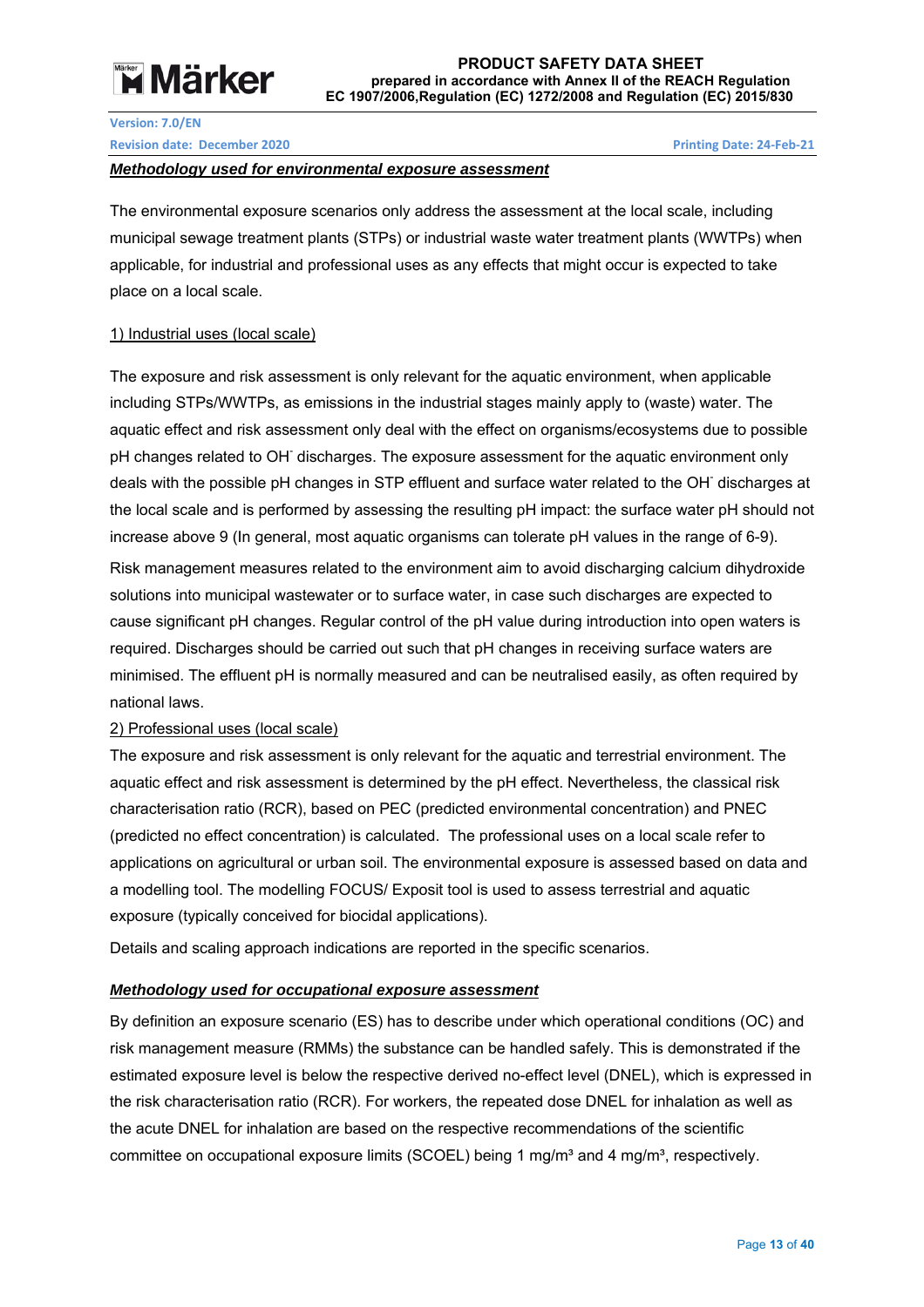***Methodology used for environmental exposure assessment***

The environmental exposure scenarios only address the assessment at the local scale, including municipal sewage treatment plants (STPs) or industrial waste water treatment plants (WWTPs) when applicable, for industrial and professional uses as any effects that might occur is expected to take place on a local scale.

1) Industrial uses (local scale)

The exposure and risk assessment is only relevant for the aquatic environment, when applicable including STPs/WWTPs, as emissions in the industrial stages mainly apply to (waste) water. The aquatic effect and risk assessment only deal with the effect on organisms/ecosystems due to possible pH changes related to $OH^-$ discharges. The exposure assessment for the aquatic environment only deals with the possible pH changes in STP effluent and surface water related to the $OH^-$ discharges at the local scale and is performed by assessing the resulting pH impact: the surface water pH should not increase above 9 (In general, most aquatic organisms can tolerate pH values in the range of 6-9).

Risk management measures related to the environment aim to avoid discharging calcium dihydroxide solutions into municipal wastewater or to surface water, in case such discharges are expected to cause significant pH changes. Regular control of the pH value during introduction into open waters is required. Discharges should be carried out such that pH changes in receiving surface waters are minimised. The effluent pH is normally measured and can be neutralised easily, as often required by national laws.

2) Professional uses (local scale)

The exposure and risk assessment is only relevant for the aquatic and terrestrial environment. The aquatic effect and risk assessment is determined by the pH effect. Nevertheless, the classical risk characterisation ratio (RCR), based on PEC (predicted environmental concentration) and PNEC (predicted no effect concentration) is calculated. The professional uses on a local scale refer to applications on agricultural or urban soil. The environmental exposure is assessed based on data and a modelling tool. The modelling FOCUS/ Exposit tool is used to assess terrestrial and aquatic exposure (typically conceived for biocidal applications).

Details and scaling approach indications are reported in the specific scenarios.

***Methodology used for occupational exposure assessment***

By definition an exposure scenario (ES) has to describe under which operational conditions (OC) and risk management measure (RMMs) the substance can be handled safely. This is demonstrated if the estimated exposure level is below the respective derived no-effect level (DNEL), which is expressed in the risk characterisation ratio (RCR). For workers, the repeated dose DNEL for inhalation as well as the acute DNEL for inhalation are based on the respective recommendations of the scientific committee on occupational exposure limits (SCOEL) being 1 mg/m³ and 4 mg/m³, respectively.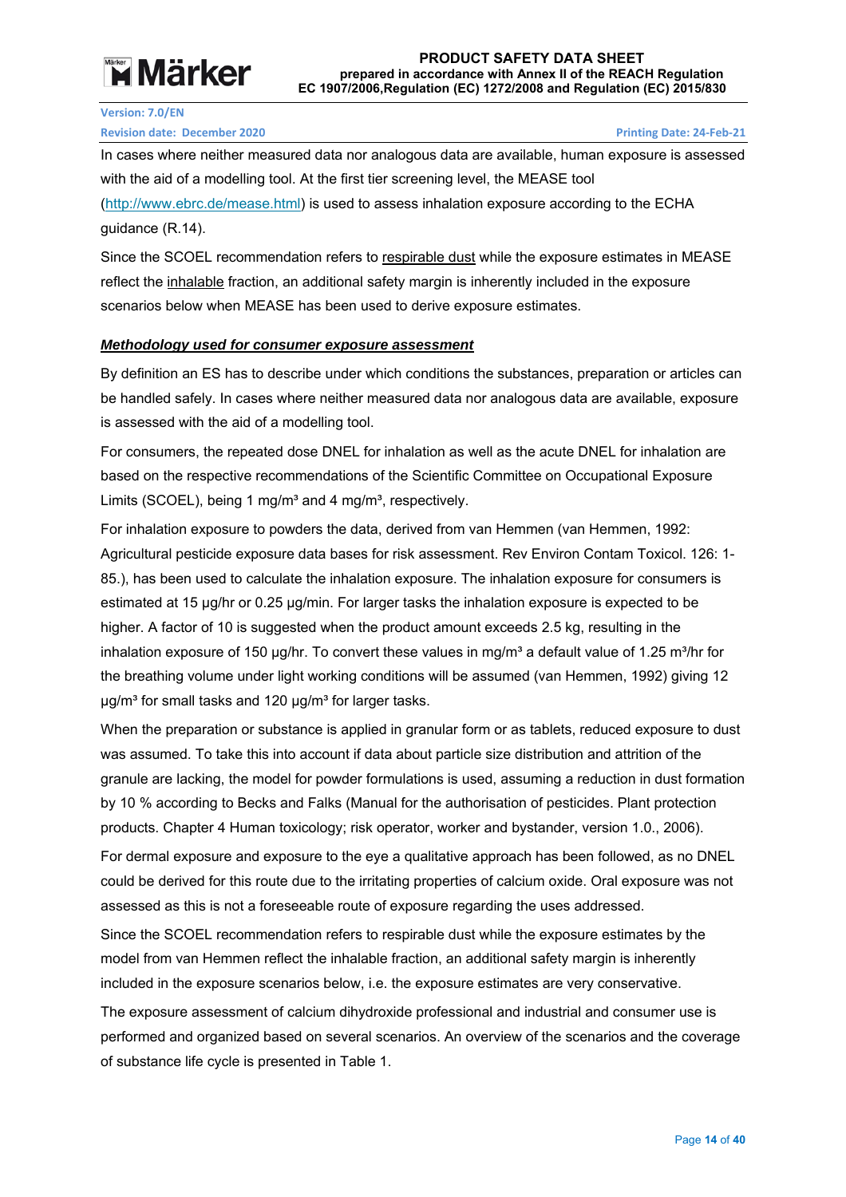In cases where neither measured data nor analogous data are available, human exposure is assessed with the aid of a modelling tool. At the first tier screening level, the MEASE tool (http://www.ebrc.de/mease.html) is used to assess inhalation exposure according to the ECHA guidance (R.14).

Since the SCOEL recommendation refers to respirable dust while the exposure estimates in MEASE reflect the inhalable fraction, an additional safety margin is inherently included in the exposure scenarios below when MEASE has been used to derive exposure estimates.

***Methodology used for consumer exposure assessment***

By definition an ES has to describe under which conditions the substances, preparation or articles can be handled safely. In cases where neither measured data nor analogous data are available, exposure is assessed with the aid of a modelling tool.

For consumers, the repeated dose DNEL for inhalation as well as the acute DNEL for inhalation are based on the respective recommendations of the Scientific Committee on Occupational Exposure Limits (SCOEL), being 1 mg/m³ and 4 mg/m³, respectively.

For inhalation exposure to powders the data, derived from van Hemmen (van Hemmen, 1992: Agricultural pesticide exposure data bases for risk assessment. Rev Environ Contam Toxicol. 126: 1-85.), has been used to calculate the inhalation exposure. The inhalation exposure for consumers is estimated at 15 µg/hr or 0.25 µg/min. For larger tasks the inhalation exposure is expected to be higher. A factor of 10 is suggested when the product amount exceeds 2.5 kg, resulting in the inhalation exposure of 150 µg/hr. To convert these values in mg/m³ a default value of 1.25 m³/hr for the breathing volume under light working conditions will be assumed (van Hemmen, 1992) giving 12 µg/m³ for small tasks and 120 µg/m³ for larger tasks.

When the preparation or substance is applied in granular form or as tablets, reduced exposure to dust was assumed. To take this into account if data about particle size distribution and attrition of the granule are lacking, the model for powder formulations is used, assuming a reduction in dust formation by 10 % according to Becks and Falks (Manual for the authorisation of pesticides. Plant protection products. Chapter 4 Human toxicology; risk operator, worker and bystander, version 1.0., 2006).

For dermal exposure and exposure to the eye a qualitative approach has been followed, as no DNEL could be derived for this route due to the irritating properties of calcium oxide. Oral exposure was not assessed as this is not a foreseeable route of exposure regarding the uses addressed.

Since the SCOEL recommendation refers to respirable dust while the exposure estimates by the model from van Hemmen reflect the inhalable fraction, an additional safety margin is inherently included in the exposure scenarios below, i.e. the exposure estimates are very conservative.

The exposure assessment of calcium dihydroxide professional and industrial and consumer use is performed and organized based on several scenarios. An overview of the scenarios and the coverage of substance life cycle is presented in Table 1.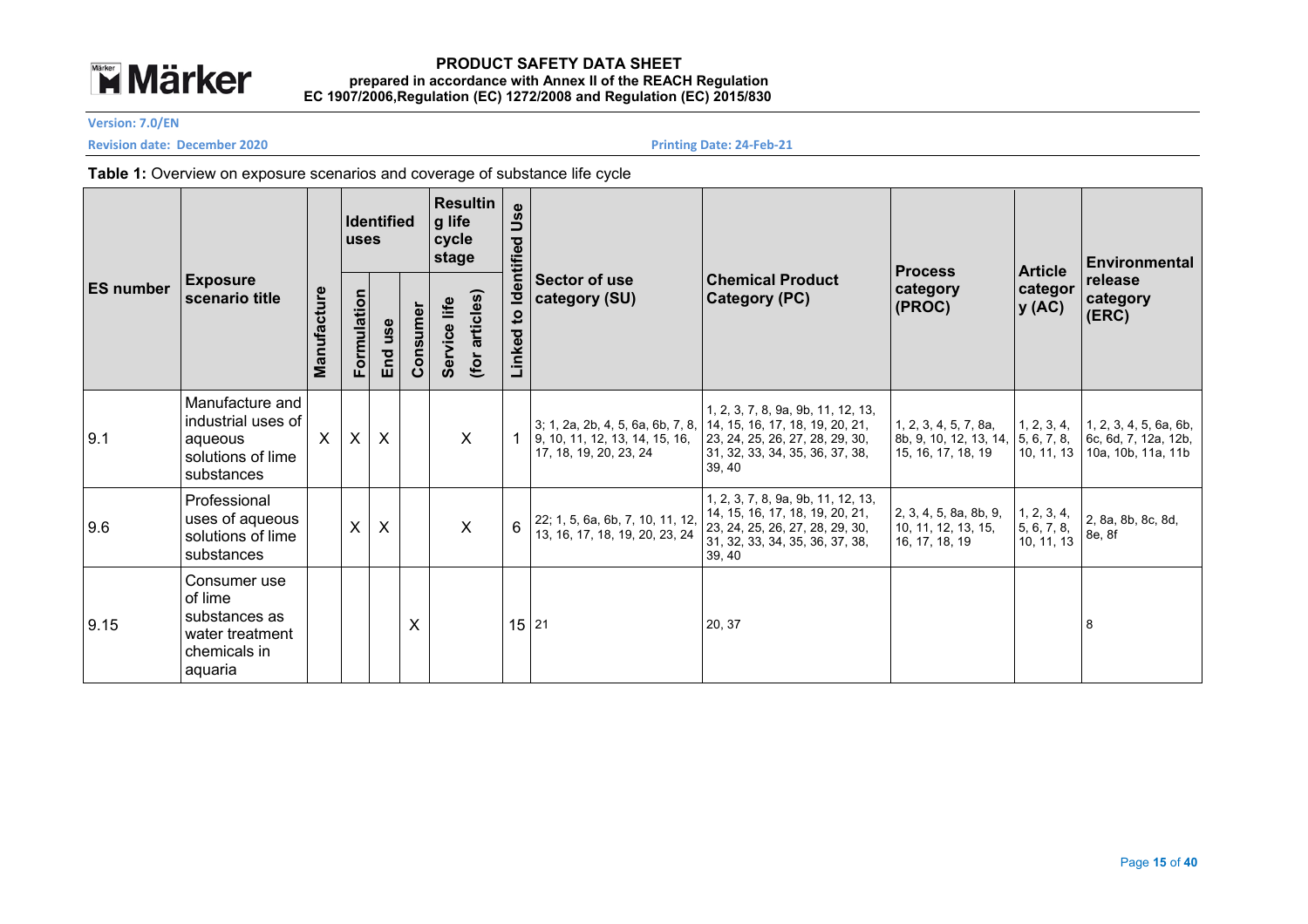**Table 1:** Overview on exposure scenarios and coverage of substance life cycle

| ES number | Exposure scenario title | | Identified uses | | | Resulting life cycle stage | Linked to Identified Use | Sector of use category (SU) | Chemical Product Category (PC) | Process category (PROC) | Article category (AC) | Environmental release category (ERC) |
|---|---|---|---|---|---|---|---|---|---|---|---|---|
| | | Manufacture | Formulation | End use | Consumer | Service life (for articles) | | | | | | |
| 9.1 | Manufacture and industrial uses of aqueous solutions of lime substances | X | X | X | | X | 1 | 3; 1, 2a, 2b, 4, 5, 6a, 6b, 7, 8, 9, 10, 11, 12, 13, 14, 15, 16, 17, 18, 19, 20, 23, 24 | 1, 2, 3, 7, 8, 9a, 9b, 11, 12, 13, 14, 15, 16, 17, 18, 19, 20, 21, 23, 24, 25, 26, 27, 28, 29, 30, 31, 32, 33, 34, 35, 36, 37, 38, 39, 40 | 1, 2, 3, 4, 5, 7, 8a, 8b, 9, 10, 12, 13, 14, 15, 16, 17, 18, 19 | 1, 2, 3, 4, 5, 6, 7, 8, 10, 11, 13 | 1, 2, 3, 4, 5, 6a, 6b, 6c, 6d, 7, 12a, 12b, 10a, 10b, 11a, 11b |
| 9.6 | Professional uses of aqueous solutions of lime substances | | X | X | | X | 6 | 22; 1, 5, 6a, 6b, 7, 10, 11, 12, 13, 16, 17, 18, 19, 20, 23, 24 | 1, 2, 3, 7, 8, 9a, 9b, 11, 12, 13, 14, 15, 16, 17, 18, 19, 20, 21, 23, 24, 25, 26, 27, 28, 29, 30, 31, 32, 33, 34, 35, 36, 37, 38, 39, 40 | 2, 3, 4, 5, 8a, 8b, 9, 10, 11, 12, 13, 15, 16, 17, 18, 19 | 1, 2, 3, 4, 5, 6, 7, 8, 10, 11, 13 | 2, 8a, 8b, 8c, 8d, 8e, 8f |
| 9.15 | Consumer use of lime substances as water treatment chemicals in aquaria | | | | X | | 15 | 21 | 20, 37 | | | 8 |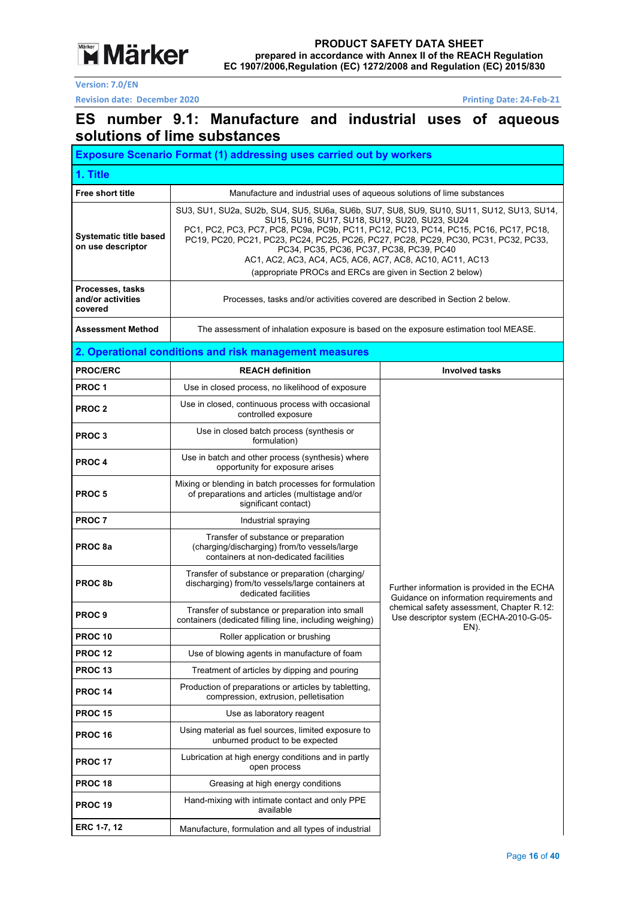# ES number 9.1: Manufacture and industrial uses of aqueous solutions of lime substances

## Exposure Scenario Format (1) addressing uses carried out by workers

### 1. Title

| | |
|---|---|
| **Free short title** | Manufacture and industrial uses of aqueous solutions of lime substances |
| **Systematic title based on use descriptor** | SU3, SU1, SU2a, SU2b, SU4, SU5, SU6a, SU6b, SU7, SU8, SU9, SU10, SU11, SU12, SU13, SU14, SU15, SU16, SU17, SU18, SU19, SU20, SU23, SU24<br>PC1, PC2, PC3, PC7, PC8, PC9a, PC9b, PC11, PC12, PC13, PC14, PC15, PC16, PC17, PC18, PC19, PC20, PC21, PC23, PC24, PC25, PC26, PC27, PC28, PC29, PC30, PC31, PC32, PC33, PC34, PC35, PC36, PC37, PC38, PC39, PC40<br>AC1, AC2, AC3, AC4, AC5, AC6, AC7, AC8, AC10, AC11, AC13<br>(appropriate PROCs and ERCs are given in Section 2 below) |
| **Processes, tasks and/or activities covered** | Processes, tasks and/or activities covered are described in Section 2 below. |
| **Assessment Method** | The assessment of inhalation exposure is based on the exposure estimation tool MEASE. |

### 2. Operational conditions and risk management measures

| PROC/ERC | REACH definition | Involved tasks |
|---|---|---|
| **PROC 1** | Use in closed process, no likelihood of exposure | Further information is provided in the ECHA Guidance on information requirements and chemical safety assessment, Chapter R.12: Use descriptor system (ECHA-2010-G-05-EN). |
| **PROC 2** | Use in closed, continuous process with occasional controlled exposure | |
| **PROC 3** | Use in closed batch process (synthesis or formulation) | |
| **PROC 4** | Use in batch and other process (synthesis) where opportunity for exposure arises | |
| **PROC 5** | Mixing or blending in batch processes for formulation of preparations and articles (multistage and/or significant contact) | |
| **PROC 7** | Industrial spraying | |
| **PROC 8a** | Transfer of substance or preparation (charging/discharging) from/to vessels/large containers at non-dedicated facilities | |
| **PROC 8b** | Transfer of substance or preparation (charging/ discharging) from/to vessels/large containers at dedicated facilities | |
| **PROC 9** | Transfer of substance or preparation into small containers (dedicated filling line, including weighing) | |
| **PROC 10** | Roller application or brushing | |
| **PROC 12** | Use of blowing agents in manufacture of foam | |
| **PROC 13** | Treatment of articles by dipping and pouring | |
| **PROC 14** | Production of preparations or articles by tabletting, compression, extrusion, pelletisation | |
| **PROC 15** | Use as laboratory reagent | |
| **PROC 16** | Using material as fuel sources, limited exposure to unburned product to be expected | |
| **PROC 17** | Lubrication at high energy conditions and in partly open process | |
| **PROC 18** | Greasing at high energy conditions | |
| **PROC 19** | Hand-mixing with intimate contact and only PPE available | |
| **ERC 1-7, 12** | Manufacture, formulation and all types of industrial | |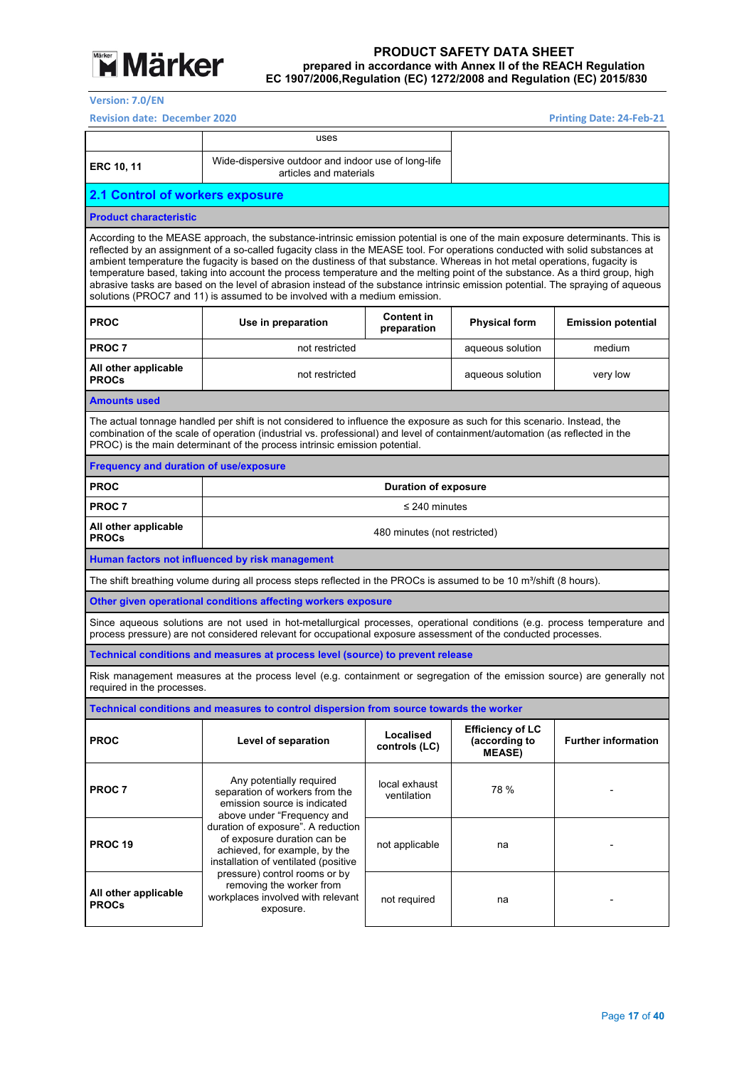| | uses | |
|---|---|---|
| **ERC 10, 11** | Wide-dispersive outdoor and indoor use of long-life articles and materials | |

## 2.1 Control of workers exposure

### Product characteristic

According to the MEASE approach, the substance-intrinsic emission potential is one of the main exposure determinants. This is reflected by an assignment of a so-called fugacity class in the MEASE tool. For operations conducted with solid substances at ambient temperature the fugacity is based on the dustiness of that substance. Whereas in hot metal operations, fugacity is temperature based, taking into account the process temperature and the melting point of the substance. As a third group, high abrasive tasks are based on the level of abrasion instead of the substance intrinsic emission potential. The spraying of aqueous solutions (PROC7 and 11) is assumed to be involved with a medium emission.

| PROC | Use in preparation | Content in preparation | Physical form | Emission potential |
|---|---|---|---|---|
| **PROC 7** | not restricted | | aqueous solution | medium |
| **All other applicable PROCs** | not restricted | | aqueous solution | very low |

### Amounts used

The actual tonnage handled per shift is not considered to influence the exposure as such for this scenario. Instead, the combination of the scale of operation (industrial vs. professional) and level of containment/automation (as reflected in the PROC) is the main determinant of the process intrinsic emission potential.

### Frequency and duration of use/exposure

| PROC | Duration of exposure |
|---|---|
| **PROC 7** | ≤ 240 minutes |
| **All other applicable PROCs** | 480 minutes (not restricted) |

### Human factors not influenced by risk management

The shift breathing volume during all process steps reflected in the PROCs is assumed to be 10 m³/shift (8 hours).

### Other given operational conditions affecting workers exposure

Since aqueous solutions are not used in hot-metallurgical processes, operational conditions (e.g. process temperature and process pressure) are not considered relevant for occupational exposure assessment of the conducted processes.

### Technical conditions and measures at process level (source) to prevent release

Risk management measures at the process level (e.g. containment or segregation of the emission source) are generally not required in the processes.

### Technical conditions and measures to control dispersion from source towards the worker

| PROC | Level of separation | Localised controls (LC) | Efficiency of LC (according to MEASE) | Further information |
|---|---|---|---|---|
| **PROC 7** | Any potentially required separation of workers from the emission source is indicated above under "Frequency and duration of exposure". A reduction of exposure duration can be achieved, for example, by the installation of ventilated (positive pressure) control rooms or by removing the worker from workplaces involved with relevant exposure. | local exhaust ventilation | 78 % | - |
| **PROC 19** | | not applicable | na | - |
| **All other applicable PROCs** | | not required | na | - |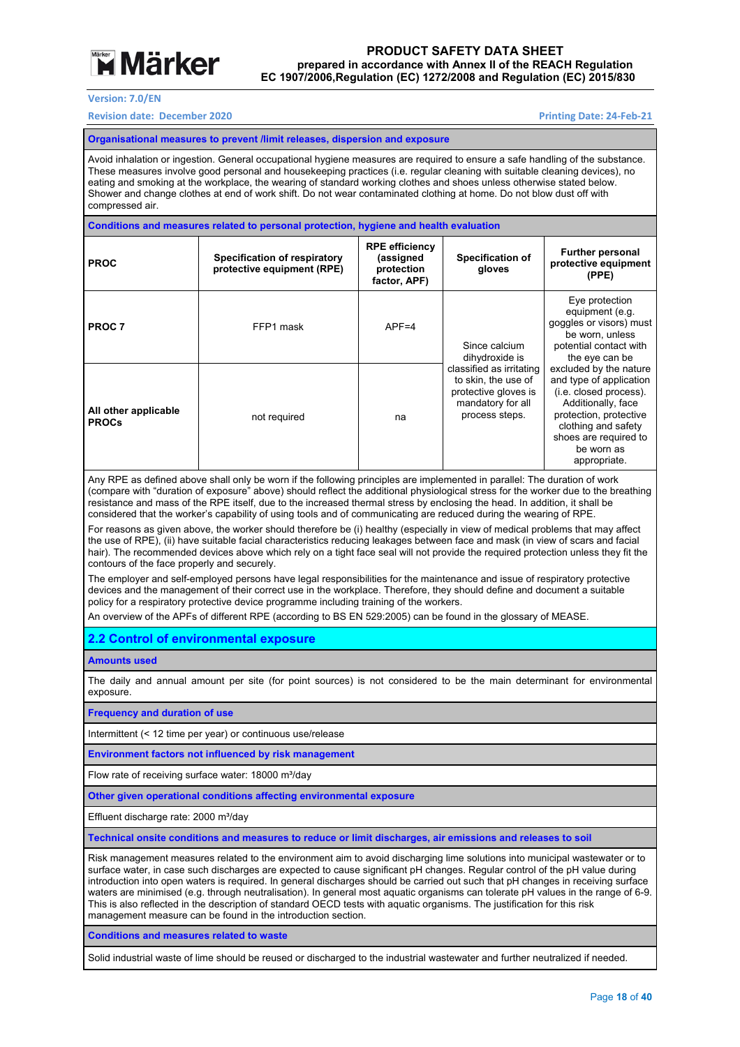**Organisational measures to prevent /limit releases, dispersion and exposure**

Avoid inhalation or ingestion. General occupational hygiene measures are required to ensure a safe handling of the substance. These measures involve good personal and housekeeping practices (i.e. regular cleaning with suitable cleaning devices), no eating and smoking at the workplace, the wearing of standard working clothes and shoes unless otherwise stated below. Shower and change clothes at end of work shift. Do not wear contaminated clothing at home. Do not blow dust off with compressed air.

**Conditions and measures related to personal protection, hygiene and health evaluation**

| PROC | Specification of respiratory protective equipment (RPE) | RPE efficiency (assigned protection factor, APF) | Specification of gloves | Further personal protective equipment (PPE) |
|---|---|---|---|---|
| PROC 7 | FFP1 mask | APF=4 | Since calcium dihydroxide is classified as irritating to skin, the use of protective gloves is mandatory for all process steps. | Eye protection equipment (e.g. goggles or visors) must be worn, unless potential contact with the eye can be excluded by the nature and type of application (i.e. closed process). Additionally, face protection, protective clothing and safety shoes are required to be worn as appropriate. |
| All other applicable PROCs | not required | na | | |

Any RPE as defined above shall only be worn if the following principles are implemented in parallel: The duration of work (compare with “duration of exposure” above) should reflect the additional physiological stress for the worker due to the breathing resistance and mass of the RPE itself, due to the increased thermal stress by enclosing the head. In addition, it shall be considered that the worker’s capability of using tools and of communicating are reduced during the wearing of RPE.

For reasons as given above, the worker should therefore be (i) healthy (especially in view of medical problems that may affect the use of RPE), (ii) have suitable facial characteristics reducing leakages between face and mask (in view of scars and facial hair). The recommended devices above which rely on a tight face seal will not provide the required protection unless they fit the contours of the face properly and securely.

The employer and self-employed persons have legal responsibilities for the maintenance and issue of respiratory protective devices and the management of their correct use in the workplace. Therefore, they should define and document a suitable policy for a respiratory protective device programme including training of the workers.

An overview of the APFs of different RPE (according to BS EN 529:2005) can be found in the glossary of MEASE.

## 2.2 Control of environmental exposure

**Amounts used**

The daily and annual amount per site (for point sources) is not considered to be the main determinant for environmental exposure.

**Frequency and duration of use**

Intermittent (< 12 time per year) or continuous use/release

**Environment factors not influenced by risk management**

Flow rate of receiving surface water: 18000 m³/day

**Other given operational conditions affecting environmental exposure**

Effluent discharge rate: 2000 m³/day

**Technical onsite conditions and measures to reduce or limit discharges, air emissions and releases to soil**

Risk management measures related to the environment aim to avoid discharging lime solutions into municipal wastewater or to surface water, in case such discharges are expected to cause significant pH changes. Regular control of the pH value during introduction into open waters is required. In general discharges should be carried out such that pH changes in receiving surface waters are minimised (e.g. through neutralisation). In general most aquatic organisms can tolerate pH values in the range of 6-9. This is also reflected in the description of standard OECD tests with aquatic organisms. The justification for this risk management measure can be found in the introduction section.

**Conditions and measures related to waste**

Solid industrial waste of lime should be reused or discharged to the industrial wastewater and further neutralized if needed.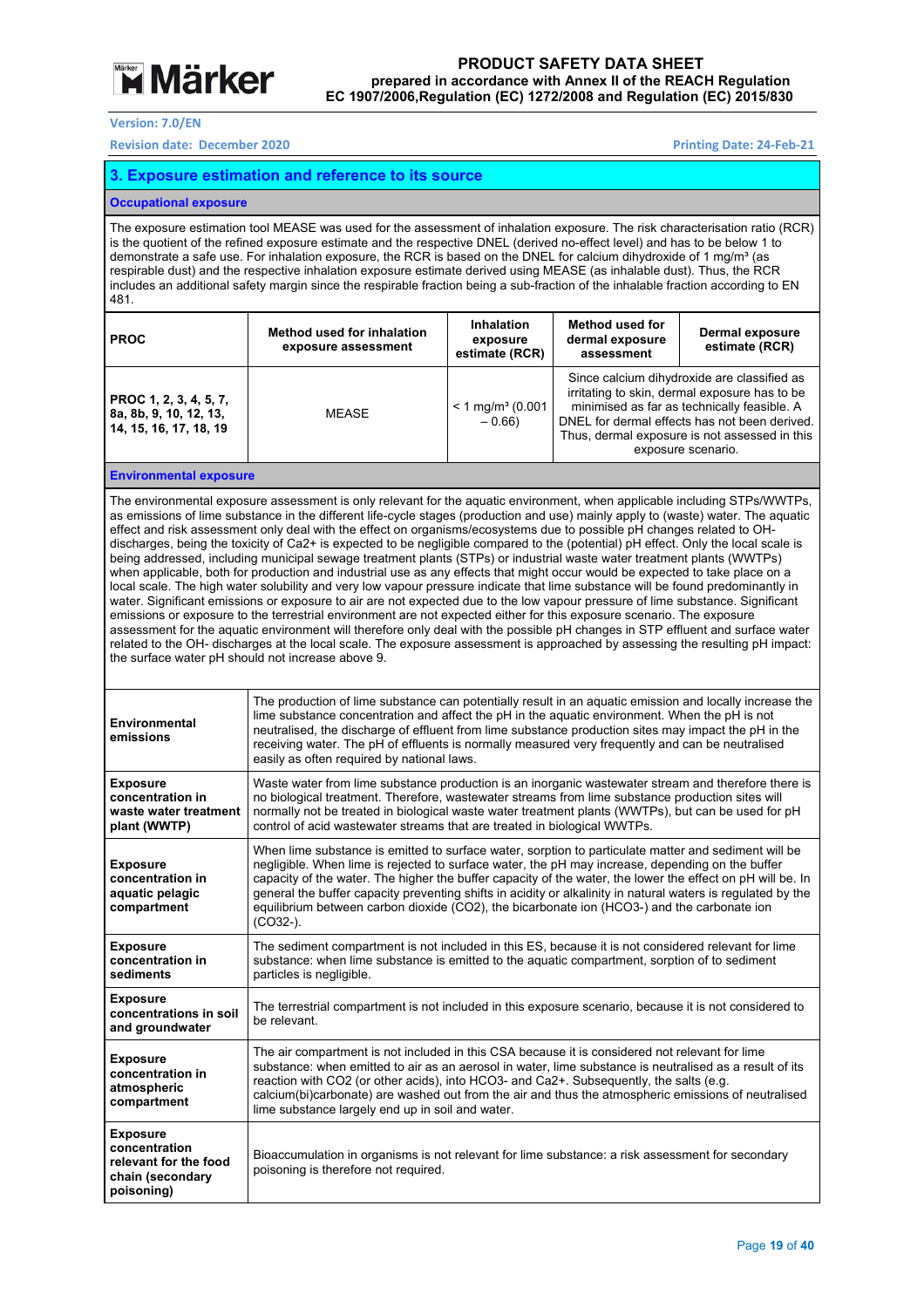## 3. Exposure estimation and reference to its source

### Occupational exposure

The exposure estimation tool MEASE was used for the assessment of inhalation exposure. The risk characterisation ratio (RCR) is the quotient of the refined exposure estimate and the respective DNEL (derived no-effect level) and has to be below 1 to demonstrate a safe use. For inhalation exposure, the RCR is based on the DNEL for calcium dihydroxide of 1 mg/m³ (as respirable dust) and the respective inhalation exposure estimate derived using MEASE (as inhalable dust). Thus, the RCR includes an additional safety margin since the respirable fraction being a sub-fraction of the inhalable fraction according to EN 481.

| PROC | Method used for inhalation exposure assessment | Inhalation exposure estimate (RCR) | Method used for dermal exposure assessment | Dermal exposure estimate (RCR) |
|---|---|---|---|---|
| **PROC 1, 2, 3, 4, 5, 7, 8a, 8b, 9, 10, 12, 13, 14, 15, 16, 17, 18, 19** | MEASE | < 1 mg/m³ (0.001 – 0.66) | Since calcium dihydroxide are classified as irritating to skin, dermal exposure has to be minimised as far as technically feasible. A DNEL for dermal effects has not been derived. Thus, dermal exposure is not assessed in this exposure scenario. | |

### Environmental exposure

The environmental exposure assessment is only relevant for the aquatic environment, when applicable including STPs/WWTPs, as emissions of lime substance in the different life-cycle stages (production and use) mainly apply to (waste) water. The aquatic effect and risk assessment only deal with the effect on organisms/ecosystems due to possible pH changes related to $OH^-$ discharges, being the toxicity of $Ca^{2+}$ is expected to be negligible compared to the (potential) pH effect. Only the local scale is being addressed, including municipal sewage treatment plants (STPs) or industrial waste water treatment plants (WWTPs) when applicable, both for production and industrial use as any effects that might occur would be expected to take place on a local scale. The high water solubility and very low vapour pressure indicate that lime substance will be found predominantly in water. Significant emissions or exposure to air are not expected due to the low vapour pressure of lime substance. Significant emissions or exposure to the terrestrial environment are not expected either for this exposure scenario. The exposure assessment for the aquatic environment will therefore only deal with the possible pH changes in STP effluent and surface water related to the $OH^-$ discharges at the local scale. The exposure assessment is approached by assessing the resulting pH impact: the surface water pH should not increase above 9.

| | |
|---|---|
| **Environmental emissions** | The production of lime substance can potentially result in an aquatic emission and locally increase the lime substance concentration and affect the pH in the aquatic environment. When the pH is not neutralised, the discharge of effluent from lime substance production sites may impact the pH in the receiving water. The pH of effluents is normally measured very frequently and can be neutralised easily as often required by national laws. |
| **Exposure concentration in waste water treatment plant (WWTP)** | Waste water from lime substance production is an inorganic wastewater stream and therefore there is no biological treatment. Therefore, wastewater streams from lime substance production sites will normally not be treated in biological waste water treatment plants (WWTPs), but can be used for pH control of acid wastewater streams that are treated in biological WWTPs. |
| **Exposure concentration in aquatic pelagic compartment** | When lime substance is emitted to surface water, sorption to particulate matter and sediment will be negligible. When lime is rejected to surface water, the pH may increase, depending on the buffer capacity of the water. The higher the buffer capacity of the water, the lower the effect on pH will be. In general the buffer capacity preventing shifts in acidity or alkalinity in natural waters is regulated by the equilibrium between carbon dioxide ($CO_2$), the bicarbonate ion ($HCO_3^-$) and the carbonate ion ($CO_3^{2-}$). |
| **Exposure concentration in sediments** | The sediment compartment is not included in this ES, because it is not considered relevant for lime substance: when lime substance is emitted to the aquatic compartment, sorption of to sediment particles is negligible. |
| **Exposure concentrations in soil and groundwater** | The terrestrial compartment is not included in this exposure scenario, because it is not considered to be relevant. |
| **Exposure concentration in atmospheric compartment** | The air compartment is not included in this CSA because it is considered not relevant for lime substance: when emitted to air as an aerosol in water, lime substance is neutralised as a result of its reaction with $CO_2$ (or other acids), into $HCO_3^-$ and $Ca^{2+}$. Subsequently, the salts (e.g. calcium(bi)carbonate) are washed out from the air and thus the atmospheric emissions of neutralised lime substance largely end up in soil and water. |
| **Exposure concentration relevant for the food chain (secondary poisoning)** | Bioaccumulation in organisms is not relevant for lime substance: a risk assessment for secondary poisoning is therefore not required. |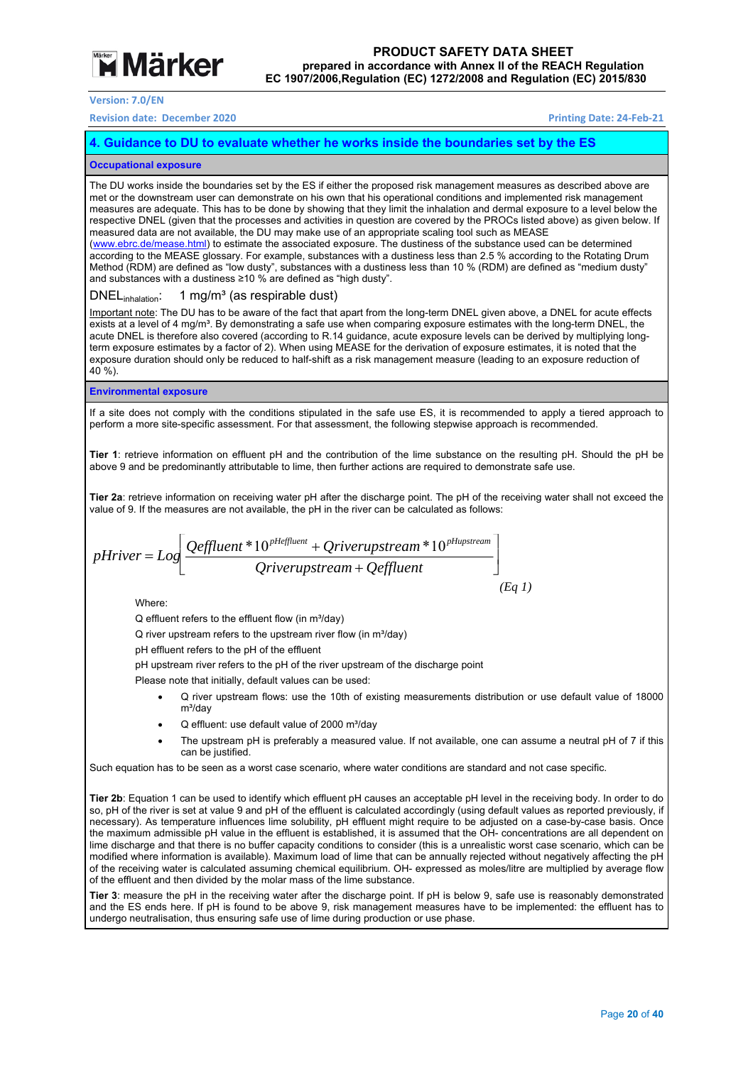## 4. Guidance to DU to evaluate whether he works inside the boundaries set by the ES

### Occupational exposure

The DU works inside the boundaries set by the ES if either the proposed risk management measures as described above are met or the downstream user can demonstrate on his own that his operational conditions and implemented risk management measures are adequate. This has to be done by showing that they limit the inhalation and dermal exposure to a level below the respective DNEL (given that the processes and activities in question are covered by the PROCs listed above) as given below. If measured data are not available, the DU may make use of an appropriate scaling tool such as MEASE (www.ebrc.de/mease.html) to estimate the associated exposure. The dustiness of the substance used can be determined according to the MEASE glossary. For example, substances with a dustiness less than 2.5 % according to the Rotating Drum Method (RDM) are defined as "low dusty", substances with a dustiness less than 10 % (RDM) are defined as "medium dusty" and substances with a dustiness ≥10 % are defined as "high dusty".

$DNEL_{inhalation}$: 1 mg/m³ (as respirable dust)

Important note: The DU has to be aware of the fact that apart from the long-term DNEL given above, a DNEL for acute effects exists at a level of 4 mg/m³. By demonstrating a safe use when comparing exposure estimates with the long-term DNEL, the acute DNEL is therefore also covered (according to R.14 guidance, acute exposure levels can be derived by multiplying long-term exposure estimates by a factor of 2). When using MEASE for the derivation of exposure estimates, it is noted that the exposure duration should only be reduced to half-shift as a risk management measure (leading to an exposure reduction of 40 %).

### Environmental exposure

If a site does not comply with the conditions stipulated in the safe use ES, it is recommended to apply a tiered approach to perform a more site-specific assessment. For that assessment, the following stepwise approach is recommended.

**Tier 1**: retrieve information on effluent pH and the contribution of the lime substance on the resulting pH. Should the pH be above 9 and be predominantly attributable to lime, then further actions are required to demonstrate safe use.

**Tier 2a**: retrieve information on receiving water pH after the discharge point. The pH of the receiving water shall not exceed the value of 9. If the measures are not available, the pH in the river can be calculated as follows:

$$pHriver = Log\left[\frac{Qeffluent * 10^{pHeffluent} + Qriverupstream * 10^{pHupstream}}{Qriverupstream + Qeffluent}\right] \quad (Eq\ 1)$$

Where:

Q effluent refers to the effluent flow (in m³/day)

Q river upstream refers to the upstream river flow (in m³/day)

pH effluent refers to the pH of the effluent

pH upstream river refers to the pH of the river upstream of the discharge point

Please note that initially, default values can be used:

- Q river upstream flows: use the 10th of existing measurements distribution or use default value of 18000 m³/day
- Q effluent: use default value of 2000 m³/day
- The upstream pH is preferably a measured value. If not available, one can assume a neutral pH of 7 if this can be justified.

Such equation has to be seen as a worst case scenario, where water conditions are standard and not case specific.

**Tier 2b**: Equation 1 can be used to identify which effluent pH causes an acceptable pH level in the receiving body. In order to do so, pH of the river is set at value 9 and pH of the effluent is calculated accordingly (using default values as reported previously, if necessary). As temperature influences lime solubility, pH effluent might require to be adjusted on a case-by-case basis. Once the maximum admissible pH value in the effluent is established, it is assumed that the OH- concentrations are all dependent on lime discharge and that there is no buffer capacity conditions to consider (this is a unrealistic worst case scenario, which can be modified where information is available). Maximum load of lime that can be annually rejected without negatively affecting the pH of the receiving water is calculated assuming chemical equilibrium. OH- expressed as moles/litre are multiplied by average flow of the effluent and then divided by the molar mass of the lime substance.

**Tier 3**: measure the pH in the receiving water after the discharge point. If pH is below 9, safe use is reasonably demonstrated and the ES ends here. If pH is found to be above 9, risk management measures have to be implemented: the effluent has to undergo neutralisation, thus ensuring safe use of lime during production or use phase.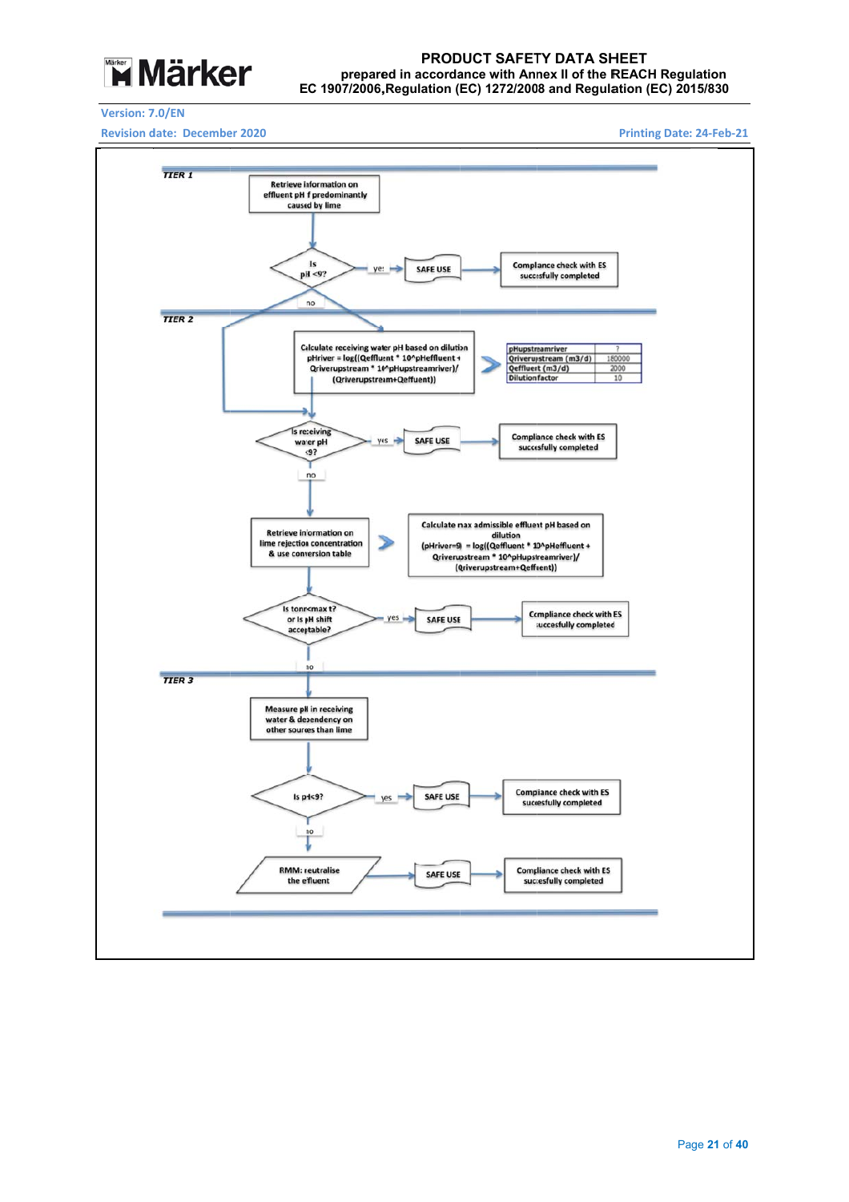**TIER 1**

Retrieve information on effluent pH f predominantly caused by lime

Is pH <9? — yes → SAFE USE → Compliance check with ES successfully completed

no

**TIER 2**

Calculate receiving water pH based on dilution
pHriver = log((Qeffluent * 10^pHeffluent + Qriverupstream * 10^pHupstreamriver)/(Qriverupstream+Qeffluent))

| pHupstreamriver | 7 |
|---|---|
| Qriverupstream (m3/d) | 180000 |
| Qeffluent (m3/d) | 2000 |
| Dilutionfactor | 10 |

Is receiving water pH <9? — yes → SAFE USE → Compliance check with ES successfully completed

no

Retrieve information on lime rejection concentration & use conversion table

Calculate max admissible effluent pH based on dilution
(pHriver=9) = log((Qeffluent * 10^pHeffluent + Qriverupstream * 10^pHupstreamriver)/(Qriverupstream+Qeffluent))

Is tonn<max t? or is pH shift acceptable? — yes → SAFE USE → Compliance check with ES successfully completed

no

**TIER 3**

Measure pH in receiving water & dependency on other sources than lime

Is pH<9? — yes → SAFE USE → Compliance check with ES successfully completed

no

RMM: neutralise the effluent → SAFE USE → Compliance check with ES successfully completed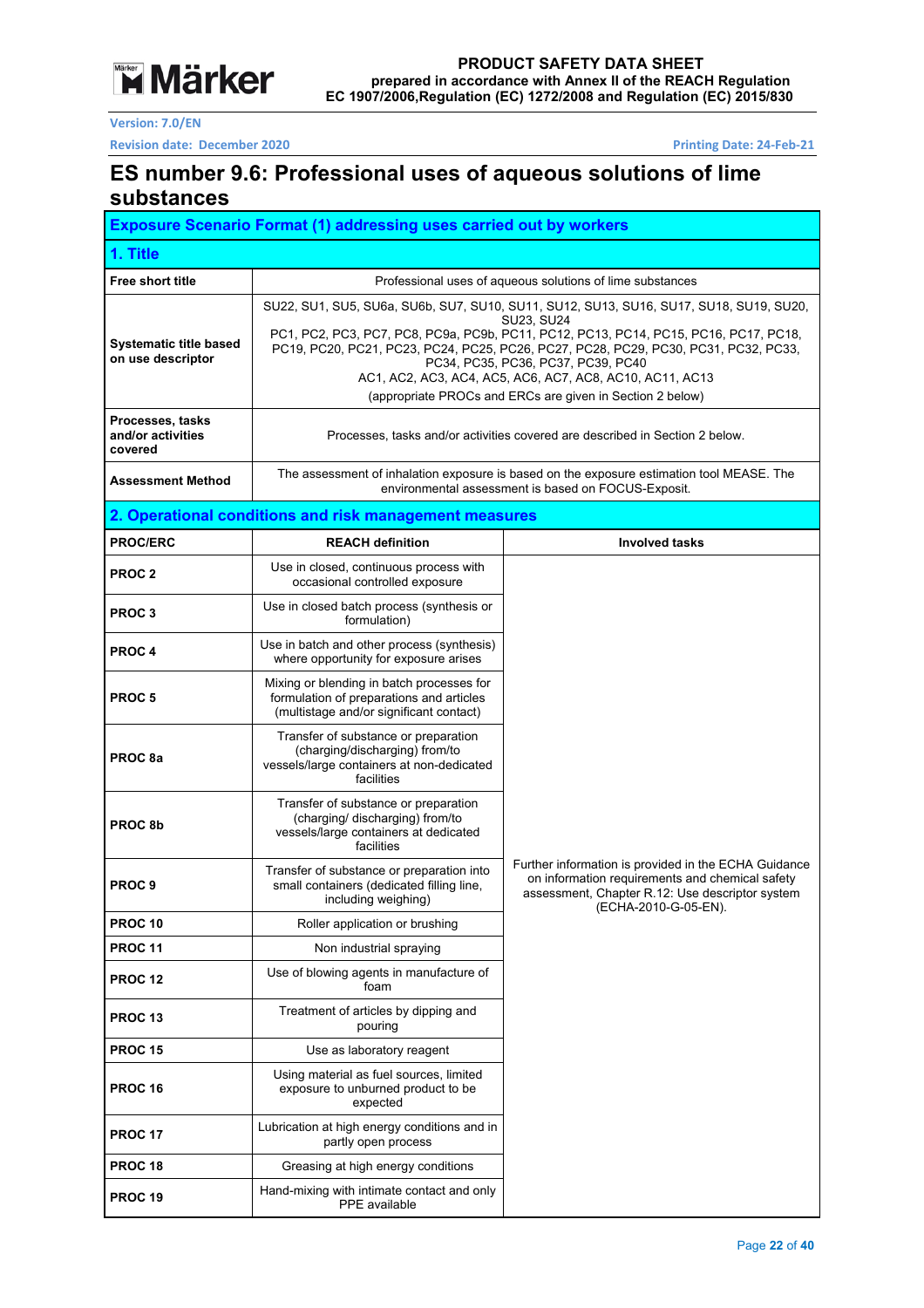# ES number 9.6: Professional uses of aqueous solutions of lime substances

## Exposure Scenario Format (1) addressing uses carried out by workers

### 1. Title

| | |
|---|---|
| **Free short title** | Professional uses of aqueous solutions of lime substances |
| **Systematic title based on use descriptor** | SU22, SU1, SU5, SU6a, SU6b, SU7, SU10, SU11, SU12, SU13, SU16, SU17, SU18, SU19, SU20, SU23, SU24<br>PC1, PC2, PC3, PC7, PC8, PC9a, PC9b, PC11, PC12, PC13, PC14, PC15, PC16, PC17, PC18, PC19, PC20, PC21, PC23, PC24, PC25, PC26, PC27, PC28, PC29, PC30, PC31, PC32, PC33, PC34, PC35, PC36, PC37, PC39, PC40<br>AC1, AC2, AC3, AC4, AC5, AC6, AC7, AC8, AC10, AC11, AC13<br>(appropriate PROCs and ERCs are given in Section 2 below) |
| **Processes, tasks and/or activities covered** | Processes, tasks and/or activities covered are described in Section 2 below. |
| **Assessment Method** | The assessment of inhalation exposure is based on the exposure estimation tool MEASE. The environmental assessment is based on FOCUS-Exposit. |

### 2. Operational conditions and risk management measures

| PROC/ERC | REACH definition | Involved tasks |
|---|---|---|
| **PROC 2** | Use in closed, continuous process with occasional controlled exposure | Further information is provided in the ECHA Guidance on information requirements and chemical safety assessment, Chapter R.12: Use descriptor system (ECHA-2010-G-05-EN). |
| **PROC 3** | Use in closed batch process (synthesis or formulation) | |
| **PROC 4** | Use in batch and other process (synthesis) where opportunity for exposure arises | |
| **PROC 5** | Mixing or blending in batch processes for formulation of preparations and articles (multistage and/or significant contact) | |
| **PROC 8a** | Transfer of substance or preparation (charging/discharging) from/to vessels/large containers at non-dedicated facilities | |
| **PROC 8b** | Transfer of substance or preparation (charging/ discharging) from/to vessels/large containers at dedicated facilities | |
| **PROC 9** | Transfer of substance or preparation into small containers (dedicated filling line, including weighing) | |
| **PROC 10** | Roller application or brushing | |
| **PROC 11** | Non industrial spraying | |
| **PROC 12** | Use of blowing agents in manufacture of foam | |
| **PROC 13** | Treatment of articles by dipping and pouring | |
| **PROC 15** | Use as laboratory reagent | |
| **PROC 16** | Using material as fuel sources, limited exposure to unburned product to be expected | |
| **PROC 17** | Lubrication at high energy conditions and in partly open process | |
| **PROC 18** | Greasing at high energy conditions | |
| **PROC 19** | Hand-mixing with intimate contact and only PPE available | |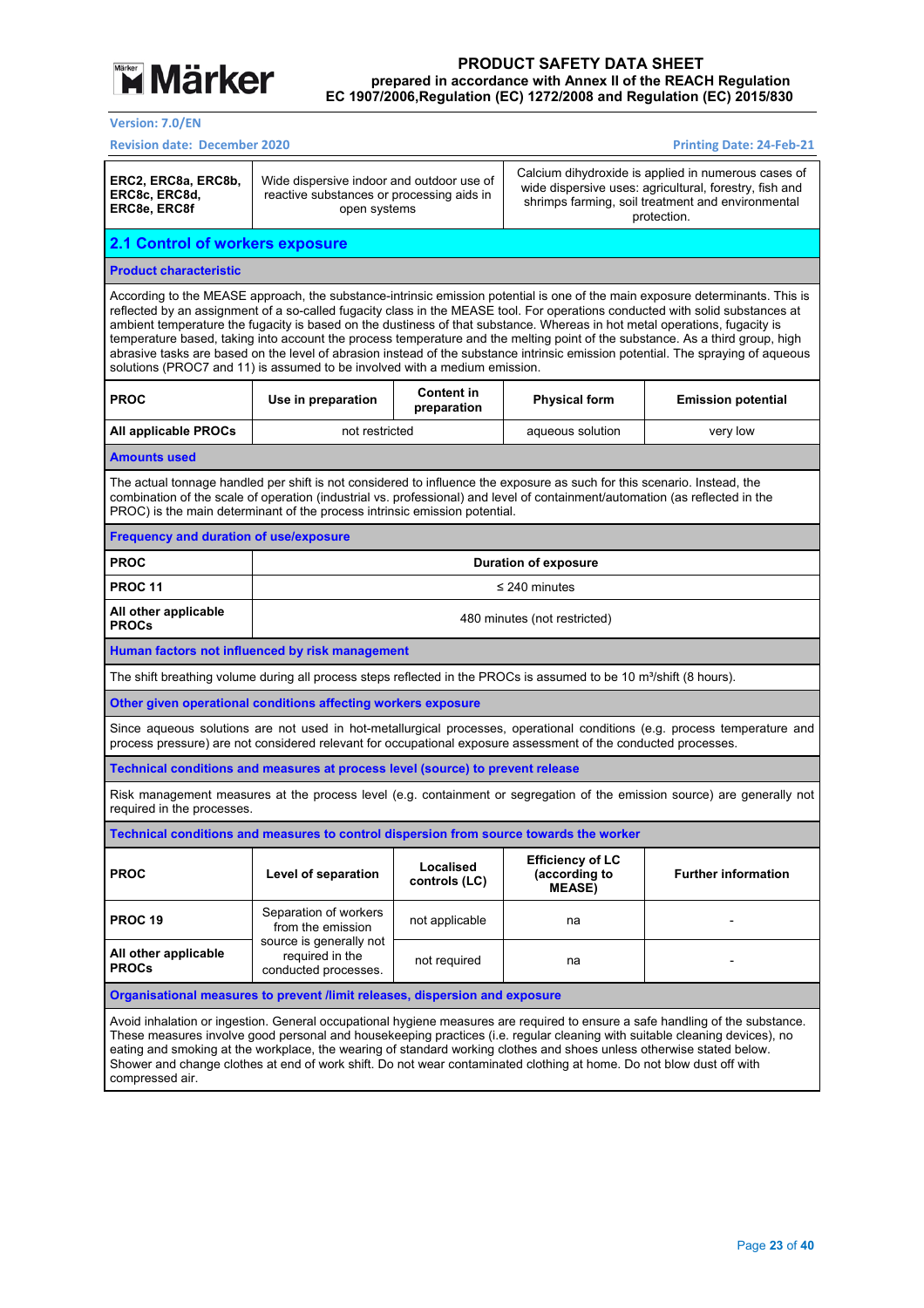| ERC2, ERC8a, ERC8b, ERC8c, ERC8d, ERC8e, ERC8f | Wide dispersive indoor and outdoor use of reactive substances or processing aids in open systems | Calcium dihydroxide is applied in numerous cases of wide dispersive uses: agricultural, forestry, fish and shrimps farming, soil treatment and environmental protection. |
|---|---|---|

## 2.1 Control of workers exposure

### Product characteristic

According to the MEASE approach, the substance-intrinsic emission potential is one of the main exposure determinants. This is reflected by an assignment of a so-called fugacity class in the MEASE tool. For operations conducted with solid substances at ambient temperature the fugacity is based on the dustiness of that substance. Whereas in hot metal operations, fugacity is temperature based, taking into account the process temperature and the melting point of the substance. As a third group, high abrasive tasks are based on the level of abrasion instead of the substance intrinsic emission potential. The spraying of aqueous solutions (PROC7 and 11) is assumed to be involved with a medium emission.

| PROC | Use in preparation | Content in preparation | Physical form | Emission potential |
|---|---|---|---|---|
| All applicable PROCs | not restricted | | aqueous solution | very low |

### Amounts used

The actual tonnage handled per shift is not considered to influence the exposure as such for this scenario. Instead, the combination of the scale of operation (industrial vs. professional) and level of containment/automation (as reflected in the PROC) is the main determinant of the process intrinsic emission potential.

### Frequency and duration of use/exposure

| PROC | Duration of exposure |
|---|---|
| PROC 11 | ≤ 240 minutes |
| All other applicable PROCs | 480 minutes (not restricted) |

### Human factors not influenced by risk management

The shift breathing volume during all process steps reflected in the PROCs is assumed to be 10 m³/shift (8 hours).

### Other given operational conditions affecting workers exposure

Since aqueous solutions are not used in hot-metallurgical processes, operational conditions (e.g. process temperature and process pressure) are not considered relevant for occupational exposure assessment of the conducted processes.

### Technical conditions and measures at process level (source) to prevent release

Risk management measures at the process level (e.g. containment or segregation of the emission source) are generally not required in the processes.

### Technical conditions and measures to control dispersion from source towards the worker

| PROC | Level of separation | Localised controls (LC) | Efficiency of LC (according to MEASE) | Further information |
|---|---|---|---|---|
| PROC 19 | Separation of workers from the emission source is generally not required in the conducted processes. | not applicable | na | - |
| All other applicable PROCs | | not required | na | - |

### Organisational measures to prevent /limit releases, dispersion and exposure

Avoid inhalation or ingestion. General occupational hygiene measures are required to ensure a safe handling of the substance. These measures involve good personal and housekeeping practices (i.e. regular cleaning with suitable cleaning devices), no eating and smoking at the workplace, the wearing of standard working clothes and shoes unless otherwise stated below. Shower and change clothes at end of work shift. Do not wear contaminated clothing at home. Do not blow dust off with compressed air.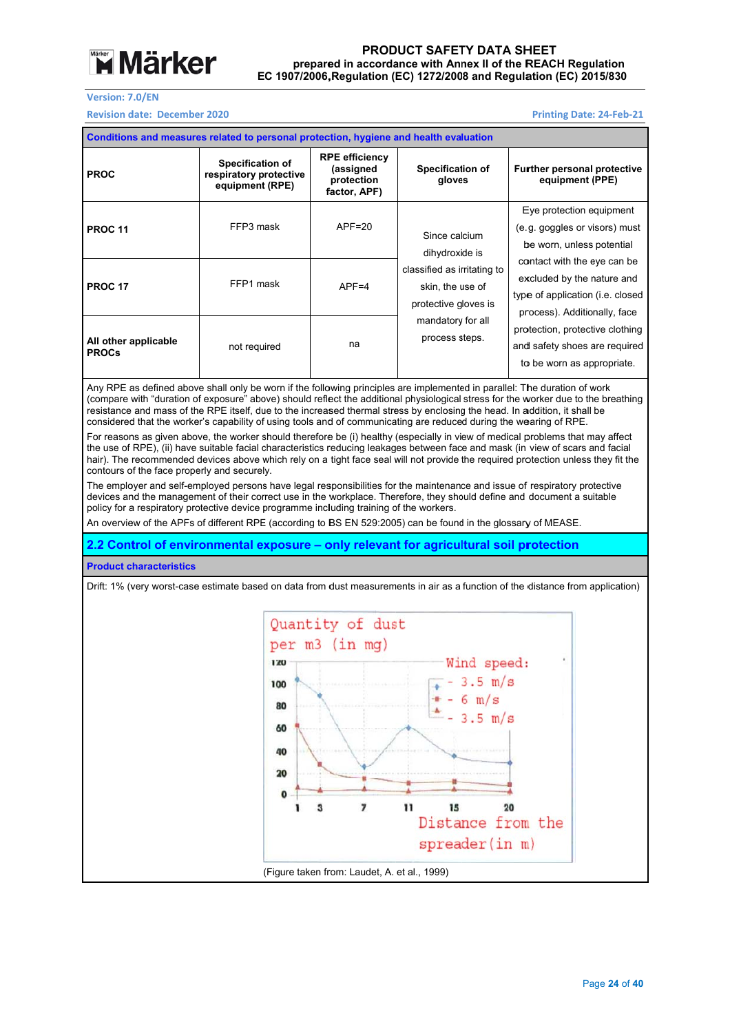| Conditions and measures related to personal protection, hygiene and health evaluation | | | | |
|---|---|---|---|---|
| **PROC** | **Specification of respiratory protective equipment (RPE)** | **RPE efficiency (assigned protection factor, APF)** | **Specification of gloves** | **Further personal protective equipment (PPE)** |
| **PROC 11** | FFP3 mask | APF=20 | Since calcium dihydroxide is classified as irritating to skin, the use of protective gloves is mandatory for all process steps. | Eye protection equipment (e.g. goggles or visors) must be worn, unless potential contact with the eye can be excluded by the nature and type of application (i.e. closed process). Additionally, face protection, protective clothing and safety shoes are required to be worn as appropriate. |
| **PROC 17** | FFP1 mask | APF=4 | | |
| **All other applicable PROCs** | not required | na | | |

Any RPE as defined above shall only be worn if the following principles are implemented in parallel: The duration of work (compare with "duration of exposure" above) should reflect the additional physiological stress for the worker due to the breathing resistance and mass of the RPE itself, due to the increased thermal stress by enclosing the head. In addition, it shall be considered that the worker's capability of using tools and of communicating are reduced during the wearing of RPE.

For reasons as given above, the worker should therefore be (i) healthy (especially in view of medical problems that may affect the use of RPE), (ii) have suitable facial characteristics reducing leakages between face and mask (in view of scars and facial hair). The recommended devices above which rely on a tight face seal will not provide the required protection unless they fit the contours of the face properly and securely.

The employer and self-employed persons have legal responsibilities for the maintenance and issue of respiratory protective devices and the management of their correct use in the workplace. Therefore, they should define and document a suitable policy for a respiratory protective device programme including training of the workers.

An overview of the APFs of different RPE (according to BS EN 529:2005) can be found in the glossary of MEASE.

## 2.2 Control of environmental exposure – only relevant for agricultural soil protection

**Product characteristics**

Drift: 1% (very worst-case estimate based on data from dust measurements in air as a function of the distance from application)

(Figure taken from: Laudet, A. et al., 1999)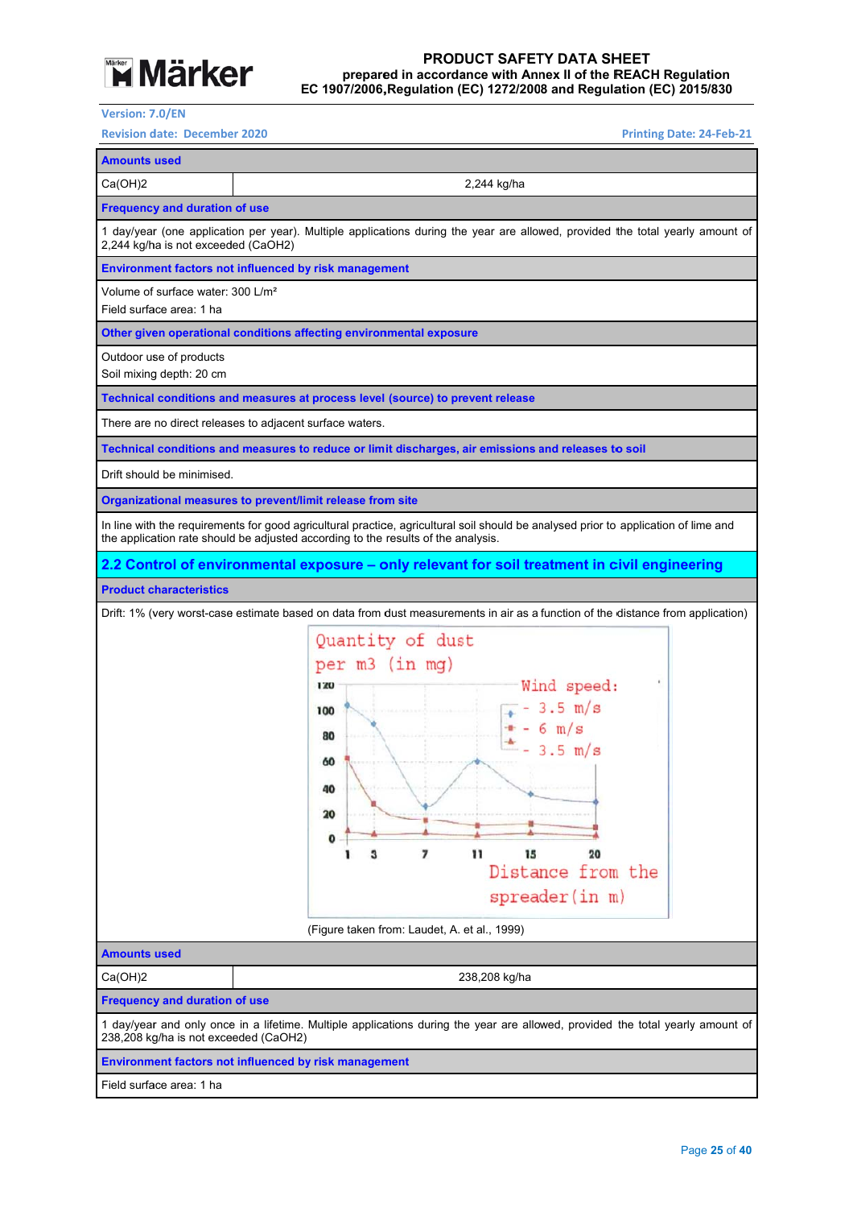**Amounts used**

| | |
|---|---|
| $Ca(OH)_2$ | 2,244 kg/ha |

**Frequency and duration of use**

1 day/year (one application per year). Multiple applications during the year are allowed, provided the total yearly amount of 2,244 kg/ha is not exceeded (CaOH2)

**Environment factors not influenced by risk management**

Volume of surface water: 300 L/m²

Field surface area: 1 ha

**Other given operational conditions affecting environmental exposure**

Outdoor use of products

Soil mixing depth: 20 cm

**Technical conditions and measures at process level (source) to prevent release**

There are no direct releases to adjacent surface waters.

**Technical conditions and measures to reduce or limit discharges, air emissions and releases to soil**

Drift should be minimised.

**Organizational measures to prevent/limit release from site**

In line with the requirements for good agricultural practice, agricultural soil should be analysed prior to application of lime and the application rate should be adjusted according to the results of the analysis.

## 2.2 Control of environmental exposure – only relevant for soil treatment in civil engineering

**Product characteristics**

Drift: 1% (very worst-case estimate based on data from dust measurements in air as a function of the distance from application)

(Figure taken from: Laudet, A. et al., 1999)

**Amounts used**

| | |
|---|---|
| $Ca(OH)_2$ | 238,208 kg/ha |

**Frequency and duration of use**

1 day/year and only once in a lifetime. Multiple applications during the year are allowed, provided the total yearly amount of 238,208 kg/ha is not exceeded (CaOH2)

**Environment factors not influenced by risk management**

Field surface area: 1 ha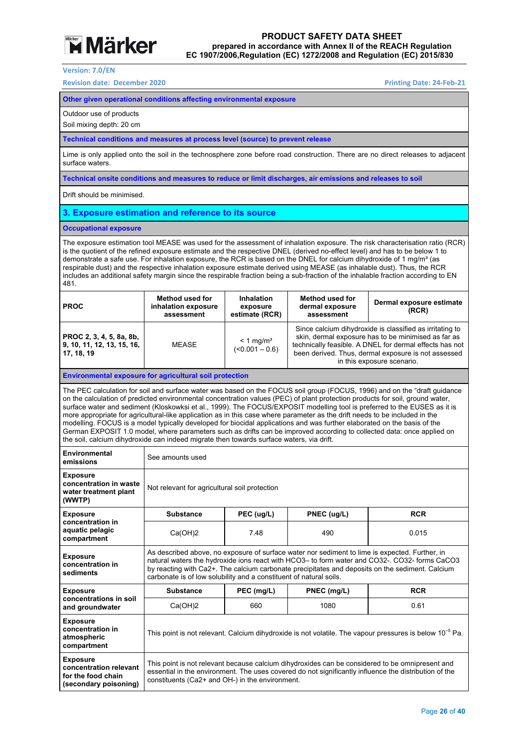**Other given operational conditions affecting environmental exposure**

Outdoor use of products

Soil mixing depth: 20 cm

**Technical conditions and measures at process level (source) to prevent release**

Lime is only applied onto the soil in the technosphere zone before road construction. There are no direct releases to adjacent surface waters.

**Technical onsite conditions and measures to reduce or limit discharges, air emissions and releases to soil**

Drift should be minimised.

## 3. Exposure estimation and reference to its source

**Occupational exposure**

The exposure estimation tool MEASE was used for the assessment of inhalation exposure. The risk characterisation ratio (RCR) is the quotient of the refined exposure estimate and the respective DNEL (derived no-effect level) and has to be below 1 to demonstrate a safe use. For inhalation exposure, the RCR is based on the DNEL for calcium dihydroxide of 1 mg/m³ (as respirable dust) and the respective inhalation exposure estimate derived using MEASE (as inhalable dust). Thus, the RCR includes an additional safety margin since the respirable fraction being a sub-fraction of the inhalable fraction according to EN 481.

| PROC | Method used for inhalation exposure assessment | Inhalation exposure estimate (RCR) | Method used for dermal exposure assessment | Dermal exposure estimate (RCR) |
|---|---|---|---|---|
| **PROC 2, 3, 4, 5, 8a, 8b, 9, 10, 11, 12, 13, 15, 16, 17, 18, 19** | MEASE | < 1 mg/m³ (<0.001 – 0.6) | Since calcium dihydroxide is classified as irritating to skin, dermal exposure has to be minimised as far as technically feasible. A DNEL for dermal effects has not been derived. Thus, dermal exposure is not assessed in this exposure scenario. | |

**Environmental exposure for agricultural soil protection**

The PEC calculation for soil and surface water was based on the FOCUS soil group (FOCUS, 1996) and on the "draft guidance on the calculation of predicted environmental concentration values (PEC) of plant protection products for soil, ground water, surface water and sediment (Kloskowksi et al., 1999). The FOCUS/EXPOSIT modelling tool is preferred to the EUSES as it is more appropriate for agricultural-like application as in this case where parameter as the drift needs to be included in the modelling. FOCUS is a model typically developed for biocidal applications and was further elaborated on the basis of the German EXPOSIT 1.0 model, where parameters such as drifts can be improved according to collected data: once applied on the soil, calcium dihydroxide can indeed migrate then towards surface waters, via drift.

| | | | | |
|---|---|---|---|---|
| **Environmental emissions** | See amounts used | | | |
| **Exposure concentration in waste water treatment plant (WWTP)** | Not relevant for agricultural soil protection | | | |
| **Exposure concentration in aquatic pelagic compartment** | **Substance** | **PEC (ug/L)** | **PNEC (ug/L)** | **RCR** |
| | $Ca(OH)_2$ | 7.48 | 490 | 0.015 |
| **Exposure concentration in sediments** | As described above, no exposure of surface water nor sediment to lime is expected. Further, in natural waters the hydroxide ions react with $HCO_3^-$ to form water and $CO_3^{2-}$. $CO_3^{2-}$ forms $CaCO_3$ by reacting with $Ca^{2+}$. The calcium carbonate precipitates and deposits on the sediment. Calcium carbonate is of low solubility and a constituent of natural soils. | | | |
| **Exposure concentrations in soil and groundwater** | **Substance** | **PEC (mg/L)** | **PNEC (mg/L)** | **RCR** |
| | $Ca(OH)_2$ | 660 | 1080 | 0.61 |
| **Exposure concentration in atmospheric compartment** | This point is not relevant. Calcium dihydroxide is not volatile. The vapour pressures is below $10^{-5}$ Pa. | | | |
| **Exposure concentration relevant for the food chain (secondary poisoning)** | This point is not relevant because calcium dihydroxides can be considered to be omnipresent and essential in the environment. The uses covered do not significantly influence the distribution of the constituents ($Ca^{2+}$ and $OH^-$) in the environment. | | | |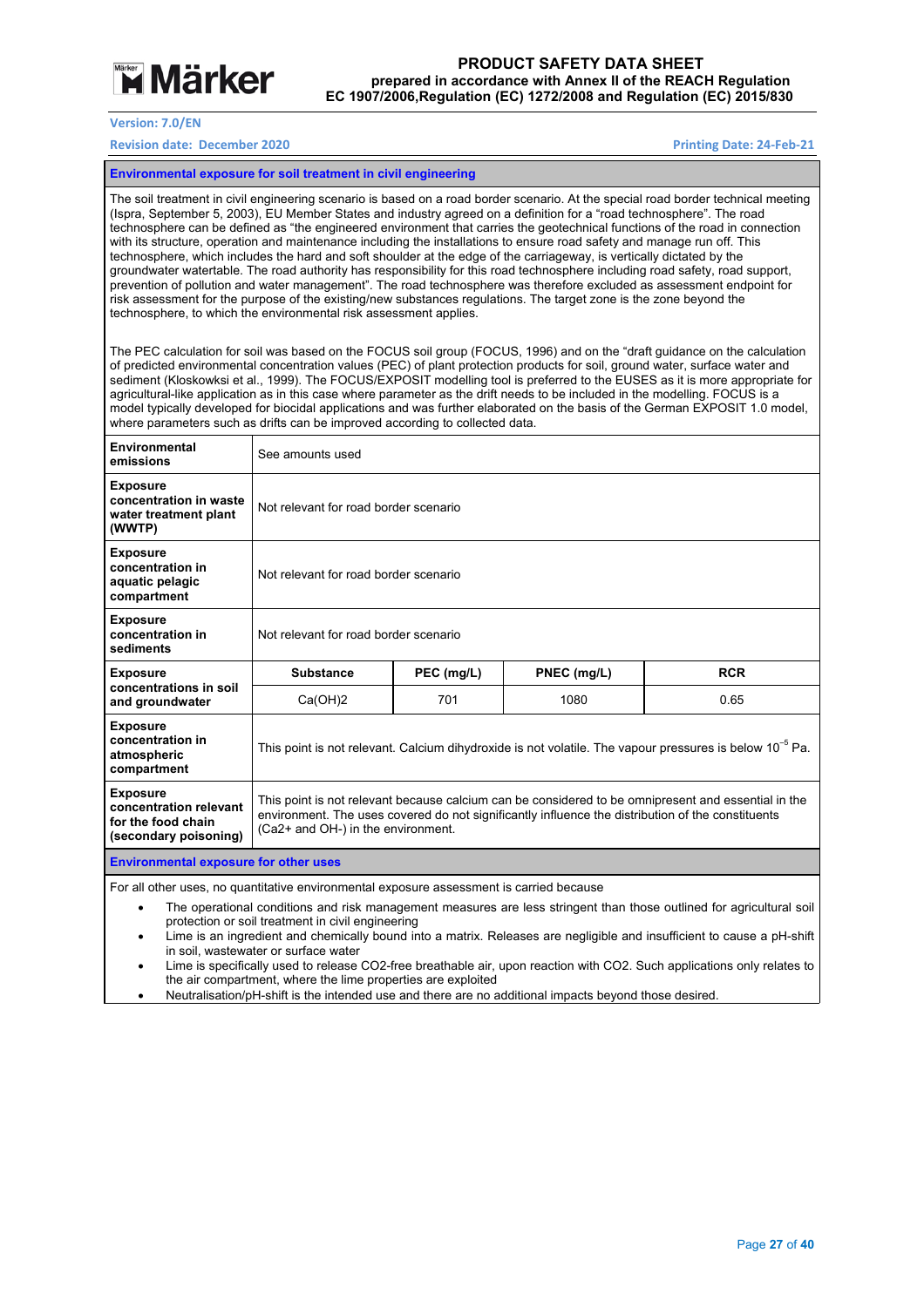## Environmental exposure for soil treatment in civil engineering

The soil treatment in civil engineering scenario is based on a road border scenario. At the special road border technical meeting (Ispra, September 5, 2003), EU Member States and industry agreed on a definition for a "road technosphere". The road technosphere can be defined as "the engineered environment that carries the geotechnical functions of the road in connection with its structure, operation and maintenance including the installations to ensure road safety and manage run off. This technosphere, which includes the hard and soft shoulder at the edge of the carriageway, is vertically dictated by the groundwater watertable. The road authority has responsibility for this road technosphere including road safety, road support, prevention of pollution and water management". The road technosphere was therefore excluded as assessment endpoint for risk assessment for the purpose of the existing/new substances regulations. The target zone is the zone beyond the technosphere, to which the environmental risk assessment applies.

The PEC calculation for soil was based on the FOCUS soil group (FOCUS, 1996) and on the "draft guidance on the calculation of predicted environmental concentration values (PEC) of plant protection products for soil, ground water, surface water and sediment (Kloskowksi et al., 1999). The FOCUS/EXPOSIT modelling tool is preferred to the EUSES as it is more appropriate for agricultural-like application as in this case where parameter as the drift needs to be included in the modelling. FOCUS is a model typically developed for biocidal applications and was further elaborated on the basis of the German EXPOSIT 1.0 model, where parameters such as drifts can be improved according to collected data.

| | | | | |
|---|---|---|---|---|
| **Environmental emissions** | See amounts used | | | |
| **Exposure concentration in waste water treatment plant (WWTP)** | Not relevant for road border scenario | | | |
| **Exposure concentration in aquatic pelagic compartment** | Not relevant for road border scenario | | | |
| **Exposure concentration in sediments** | Not relevant for road border scenario | | | |
| **Exposure concentrations in soil and groundwater** | **Substance** | **PEC (mg/L)** | **PNEC (mg/L)** | **RCR** |
| | $Ca(OH)_2$ | 701 | 1080 | 0.65 |
| **Exposure concentration in atmospheric compartment** | This point is not relevant. Calcium dihydroxide is not volatile. The vapour pressures is below $10^{-5}$ Pa. | | | |
| **Exposure concentration relevant for the food chain (secondary poisoning)** | This point is not relevant because calcium can be considered to be omnipresent and essential in the environment. The uses covered do not significantly influence the distribution of the constituents ($Ca^{2+}$ and $OH^-$) in the environment. | | | |

## Environmental exposure for other uses

For all other uses, no quantitative environmental exposure assessment is carried because

- The operational conditions and risk management measures are less stringent than those outlined for agricultural soil protection or soil treatment in civil engineering
- Lime is an ingredient and chemically bound into a matrix. Releases are negligible and insufficient to cause a pH-shift in soil, wastewater or surface water
- Lime is specifically used to release $CO_2$-free breathable air, upon reaction with $CO_2$. Such applications only relates to the air compartment, where the lime properties are exploited
- Neutralisation/pH-shift is the intended use and there are no additional impacts beyond those desired.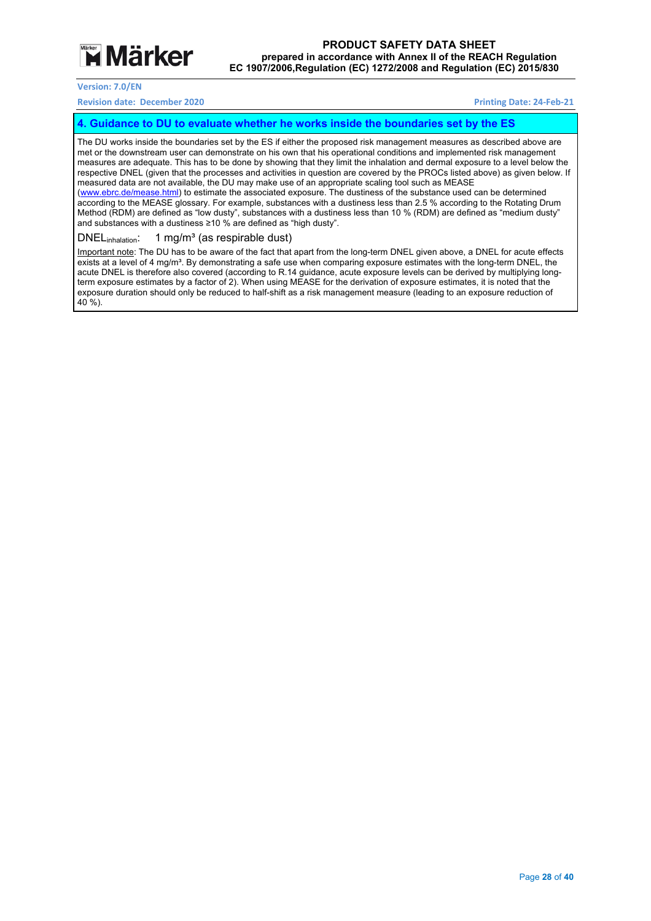## 4. Guidance to DU to evaluate whether he works inside the boundaries set by the ES

The DU works inside the boundaries set by the ES if either the proposed risk management measures as described above are met or the downstream user can demonstrate on his own that his operational conditions and implemented risk management measures are adequate. This has to be done by showing that they limit the inhalation and dermal exposure to a level below the respective DNEL (given that the processes and activities in question are covered by the PROCs listed above) as given below. If measured data are not available, the DU may make use of an appropriate scaling tool such as MEASE (www.ebrc.de/mease.html) to estimate the associated exposure. The dustiness of the substance used can be determined according to the MEASE glossary. For example, substances with a dustiness less than 2.5 % according to the Rotating Drum Method (RDM) are defined as "low dusty", substances with a dustiness less than 10 % (RDM) are defined as "medium dusty" and substances with a dustiness ≥10 % are defined as "high dusty".

$DNEL_{inhalation}$: 1 mg/m³ (as respirable dust)

Important note: The DU has to be aware of the fact that apart from the long-term DNEL given above, a DNEL for acute effects exists at a level of 4 mg/m³. By demonstrating a safe use when comparing exposure estimates with the long-term DNEL, the acute DNEL is therefore also covered (according to R.14 guidance, acute exposure levels can be derived by multiplying long-term exposure estimates by a factor of 2). When using MEASE for the derivation of exposure estimates, it is noted that the exposure duration should only be reduced to half-shift as a risk management measure (leading to an exposure reduction of 40 %).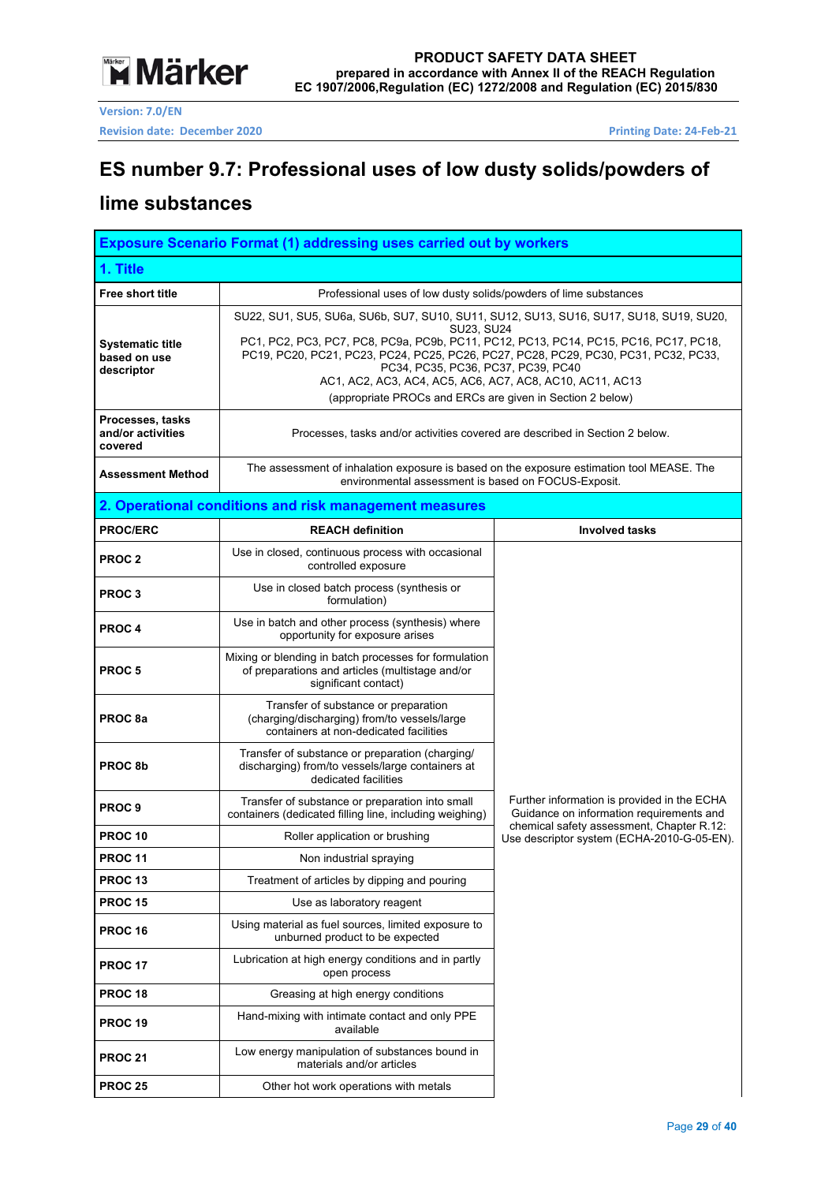# ES number 9.7: Professional uses of low dusty solids/powders of lime substances

| Exposure Scenario Format (1) addressing uses carried out by workers | |
|---|---|
| **1. Title** | |
| **Free short title** | Professional uses of low dusty solids/powders of lime substances |
| **Systematic title based on use descriptor** | SU22, SU1, SU5, SU6a, SU6b, SU7, SU10, SU11, SU12, SU13, SU16, SU17, SU18, SU19, SU20, SU23, SU24<br>PC1, PC2, PC3, PC7, PC8, PC9a, PC9b, PC11, PC12, PC13, PC14, PC15, PC16, PC17, PC18, PC19, PC20, PC21, PC23, PC24, PC25, PC26, PC27, PC28, PC29, PC30, PC31, PC32, PC33, PC34, PC35, PC36, PC37, PC39, PC40<br>AC1, AC2, AC3, AC4, AC5, AC6, AC7, AC8, AC10, AC11, AC13<br>(appropriate PROCs and ERCs are given in Section 2 below) |
| **Processes, tasks and/or activities covered** | Processes, tasks and/or activities covered are described in Section 2 below. |
| **Assessment Method** | The assessment of inhalation exposure is based on the exposure estimation tool MEASE. The environmental assessment is based on FOCUS-Exposit. |

**2. Operational conditions and risk management measures**

| PROC/ERC | REACH definition | Involved tasks |
|---|---|---|
| **PROC 2** | Use in closed, continuous process with occasional controlled exposure | Further information is provided in the ECHA Guidance on information requirements and chemical safety assessment, Chapter R.12: Use descriptor system (ECHA-2010-G-05-EN). |
| **PROC 3** | Use in closed batch process (synthesis or formulation) | |
| **PROC 4** | Use in batch and other process (synthesis) where opportunity for exposure arises | |
| **PROC 5** | Mixing or blending in batch processes for formulation of preparations and articles (multistage and/or significant contact) | |
| **PROC 8a** | Transfer of substance or preparation (charging/discharging) from/to vessels/large containers at non-dedicated facilities | |
| **PROC 8b** | Transfer of substance or preparation (charging/ discharging) from/to vessels/large containers at dedicated facilities | |
| **PROC 9** | Transfer of substance or preparation into small containers (dedicated filling line, including weighing) | |
| **PROC 10** | Roller application or brushing | |
| **PROC 11** | Non industrial spraying | |
| **PROC 13** | Treatment of articles by dipping and pouring | |
| **PROC 15** | Use as laboratory reagent | |
| **PROC 16** | Using material as fuel sources, limited exposure to unburned product to be expected | |
| **PROC 17** | Lubrication at high energy conditions and in partly open process | |
| **PROC 18** | Greasing at high energy conditions | |
| **PROC 19** | Hand-mixing with intimate contact and only PPE available | |
| **PROC 21** | Low energy manipulation of substances bound in materials and/or articles | |
| **PROC 25** | Other hot work operations with metals | |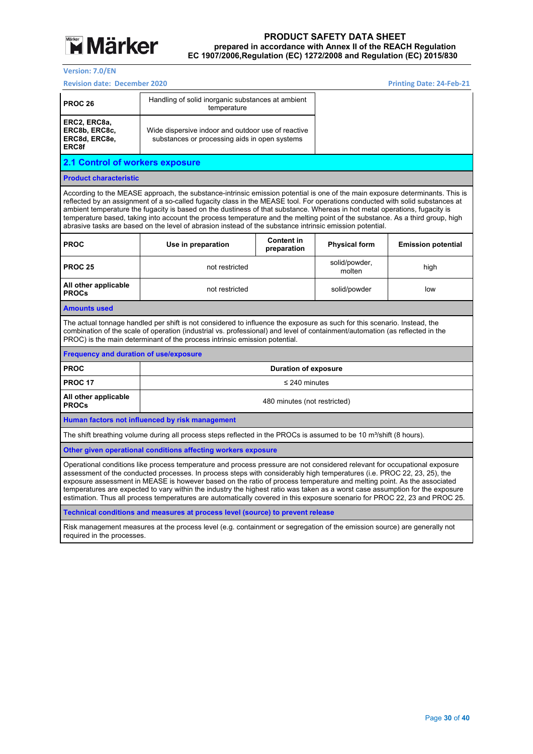| | |
|---|---|
| **PROC 26** | Handling of solid inorganic substances at ambient temperature |
| **ERC2, ERC8a, ERC8b, ERC8c, ERC8d, ERC8e, ERC8f** | Wide dispersive indoor and outdoor use of reactive substances or processing aids in open systems |

## 2.1 Control of workers exposure

### Product characteristic

According to the MEASE approach, the substance-intrinsic emission potential is one of the main exposure determinants. This is reflected by an assignment of a so-called fugacity class in the MEASE tool. For operations conducted with solid substances at ambient temperature the fugacity is based on the dustiness of that substance. Whereas in hot metal operations, fugacity is temperature based, taking into account the process temperature and the melting point of the substance. As a third group, high abrasive tasks are based on the level of abrasion instead of the substance intrinsic emission potential.

| PROC | Use in preparation | Content in preparation | Physical form | Emission potential |
|---|---|---|---|---|
| PROC 25 | not restricted | | solid/powder, molten | high |
| All other applicable PROCs | not restricted | | solid/powder | low |

### Amounts used

The actual tonnage handled per shift is not considered to influence the exposure as such for this scenario. Instead, the combination of the scale of operation (industrial vs. professional) and level of containment/automation (as reflected in the PROC) is the main determinant of the process intrinsic emission potential.

### Frequency and duration of use/exposure

| PROC | Duration of exposure |
|---|---|
| PROC 17 | ≤ 240 minutes |
| All other applicable PROCs | 480 minutes (not restricted) |

### Human factors not influenced by risk management

The shift breathing volume during all process steps reflected in the PROCs is assumed to be 10 m³/shift (8 hours).

### Other given operational conditions affecting workers exposure

Operational conditions like process temperature and process pressure are not considered relevant for occupational exposure assessment of the conducted processes. In process steps with considerably high temperatures (i.e. PROC 22, 23, 25), the exposure assessment in MEASE is however based on the ratio of process temperature and melting point. As the associated temperatures are expected to vary within the industry the highest ratio was taken as a worst case assumption for the exposure estimation. Thus all process temperatures are automatically covered in this exposure scenario for PROC 22, 23 and PROC 25.

### Technical conditions and measures at process level (source) to prevent release

Risk management measures at the process level (e.g. containment or segregation of the emission source) are generally not required in the processes.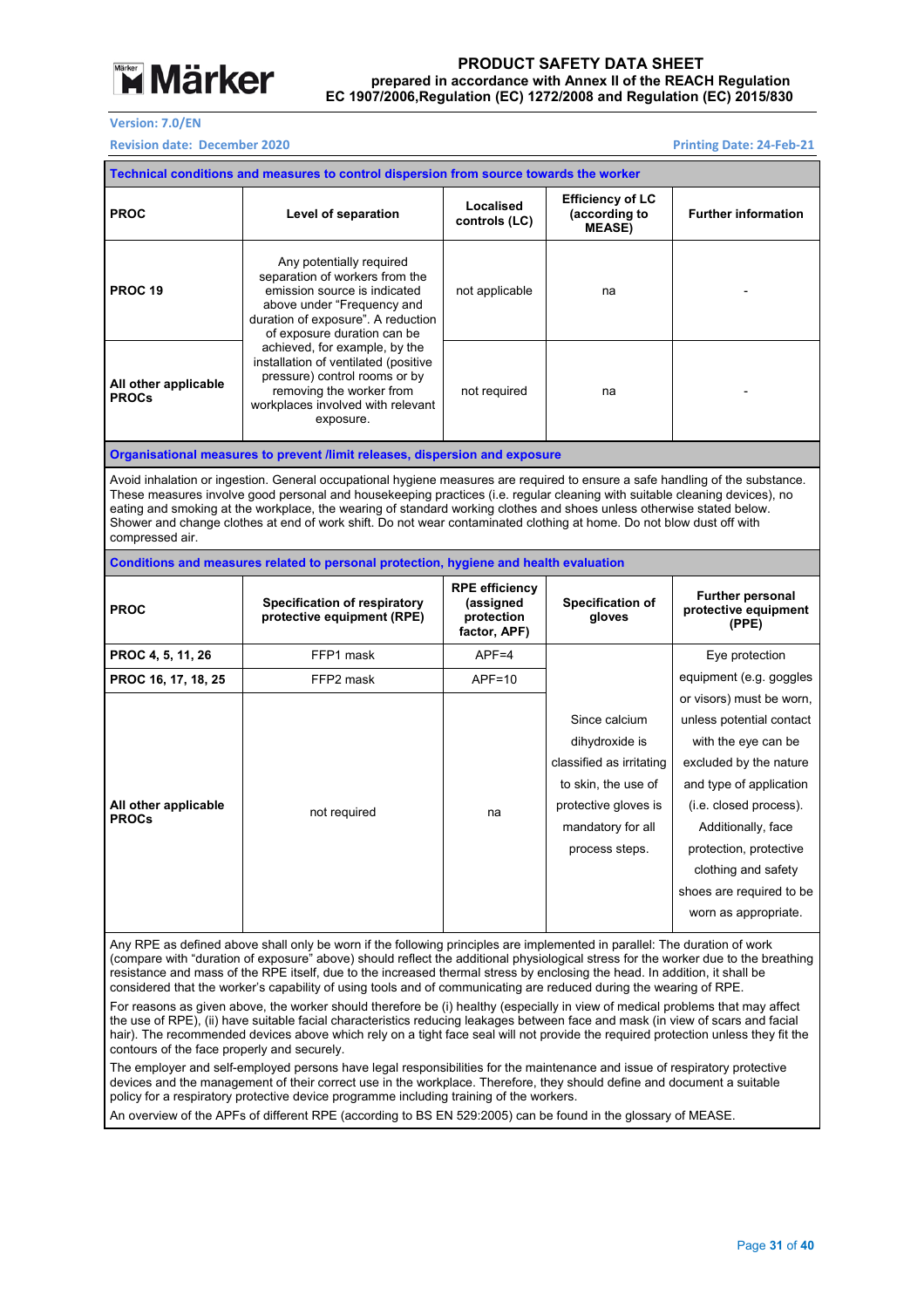**Technical conditions and measures to control dispersion from source towards the worker**

| PROC | Level of separation | Localised controls (LC) | Efficiency of LC (according to MEASE) | Further information |
|---|---|---|---|---|
| PROC 19 | Any potentially required separation of workers from the emission source is indicated above under "Frequency and duration of exposure". A reduction of exposure duration can be achieved, for example, by the installation of ventilated (positive pressure) control rooms or by removing the worker from workplaces involved with relevant exposure. | not applicable | na | - |
| All other applicable PROCs | | not required | na | - |

**Organisational measures to prevent /limit releases, dispersion and exposure**

Avoid inhalation or ingestion. General occupational hygiene measures are required to ensure a safe handling of the substance. These measures involve good personal and housekeeping practices (i.e. regular cleaning with suitable cleaning devices), no eating and smoking at the workplace, the wearing of standard working clothes and shoes unless otherwise stated below. Shower and change clothes at end of work shift. Do not wear contaminated clothing at home. Do not blow dust off with compressed air.

**Conditions and measures related to personal protection, hygiene and health evaluation**

| PROC | Specification of respiratory protective equipment (RPE) | RPE efficiency (assigned protection factor, APF) | Specification of gloves | Further personal protective equipment (PPE) |
|---|---|---|---|---|
| PROC 4, 5, 11, 26 | FFP1 mask | APF=4 | Since calcium dihydroxide is classified as irritating to skin, the use of protective gloves is mandatory for all process steps. | Eye protection equipment (e.g. goggles or visors) must be worn, unless potential contact with the eye can be excluded by the nature and type of application (i.e. closed process). Additionally, face protection, protective clothing and safety shoes are required to be worn as appropriate. |
| PROC 16, 17, 18, 25 | FFP2 mask | APF=10 | | |
| All other applicable PROCs | not required | na | | |

Any RPE as defined above shall only be worn if the following principles are implemented in parallel: The duration of work (compare with "duration of exposure" above) should reflect the additional physiological stress for the worker due to the breathing resistance and mass of the RPE itself, due to the increased thermal stress by enclosing the head. In addition, it shall be considered that the worker's capability of using tools and of communicating are reduced during the wearing of RPE.

For reasons as given above, the worker should therefore be (i) healthy (especially in view of medical problems that may affect the use of RPE), (ii) have suitable facial characteristics reducing leakages between face and mask (in view of scars and facial hair). The recommended devices above which rely on a tight face seal will not provide the required protection unless they fit the contours of the face properly and securely.

The employer and self-employed persons have legal responsibilities for the maintenance and issue of respiratory protective devices and the management of their correct use in the workplace. Therefore, they should define and document a suitable policy for a respiratory protective device programme including training of the workers.

An overview of the APFs of different RPE (according to BS EN 529:2005) can be found in the glossary of MEASE.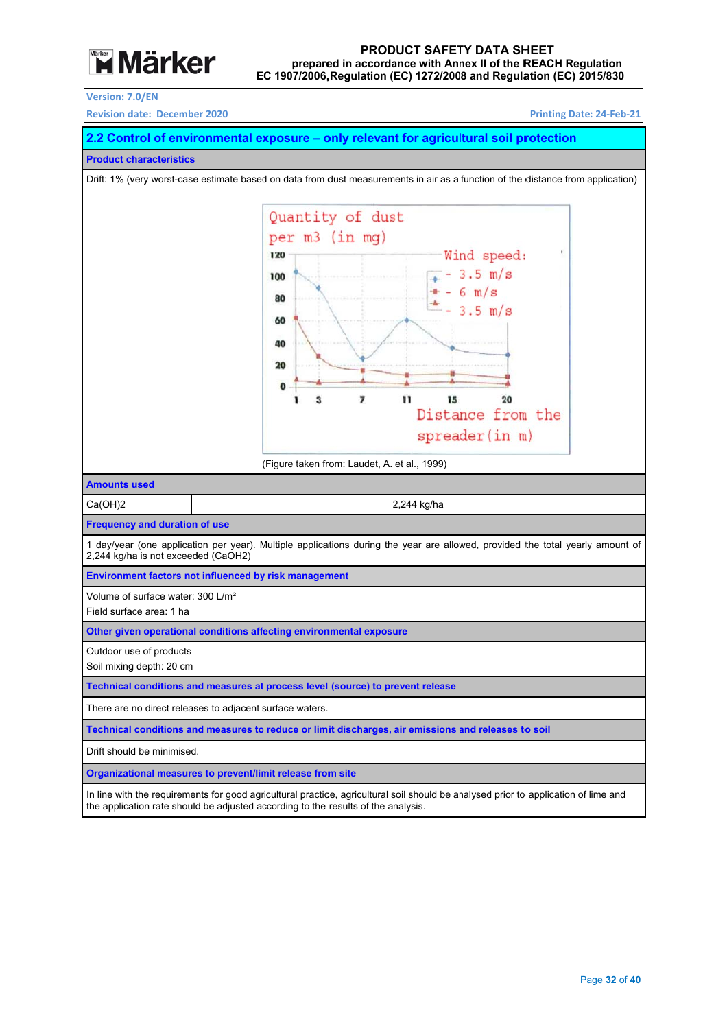## 2.2 Control of environmental exposure – only relevant for agricultural soil protection

**Product characteristics**

Drift: 1% (very worst-case estimate based on data from dust measurements in air as a function of the distance from application)

(Figure taken from: Laudet, A. et al., 1999)

**Amounts used**

| $Ca(OH)_2$ | 2,244 kg/ha |
|---|---|

**Frequency and duration of use**

1 day/year (one application per year). Multiple applications during the year are allowed, provided the total yearly amount of 2,244 kg/ha is not exceeded ($CaOH_2$)

**Environment factors not influenced by risk management**

Volume of surface water: 300 L/m²

Field surface area: 1 ha

**Other given operational conditions affecting environmental exposure**

Outdoor use of products

Soil mixing depth: 20 cm

**Technical conditions and measures at process level (source) to prevent release**

There are no direct releases to adjacent surface waters.

**Technical conditions and measures to reduce or limit discharges, air emissions and releases to soil**

Drift should be minimised.

**Organizational measures to prevent/limit release from site**

In line with the requirements for good agricultural practice, agricultural soil should be analysed prior to application of lime and the application rate should be adjusted according to the results of the analysis.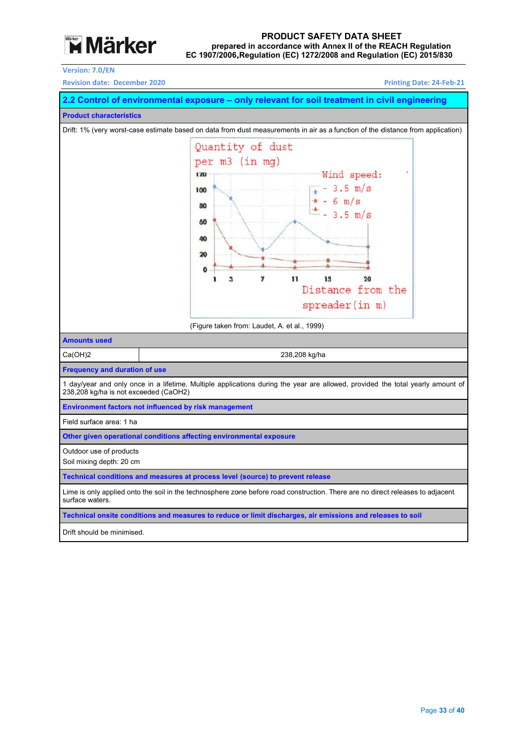## 2.2 Control of environmental exposure – only relevant for soil treatment in civil engineering

**Product characteristics**

Drift: 1% (very worst-case estimate based on data from dust measurements in air as a function of the distance from application)

(Figure taken from: Laudet, A. et al., 1999)

**Amounts used**

| $Ca(OH)_2$ | 238,208 kg/ha |
|---|---|

**Frequency and duration of use**

1 day/year and only once in a lifetime. Multiple applications during the year are allowed, provided the total yearly amount of 238,208 kg/ha is not exceeded ($CaOH_2$)

**Environment factors not influenced by risk management**

Field surface area: 1 ha

**Other given operational conditions affecting environmental exposure**

Outdoor use of products

Soil mixing depth: 20 cm

**Technical conditions and measures at process level (source) to prevent release**

Lime is only applied onto the soil in the technosphere zone before road construction. There are no direct releases to adjacent surface waters.

**Technical onsite conditions and measures to reduce or limit discharges, air emissions and releases to soil**

Drift should be minimised.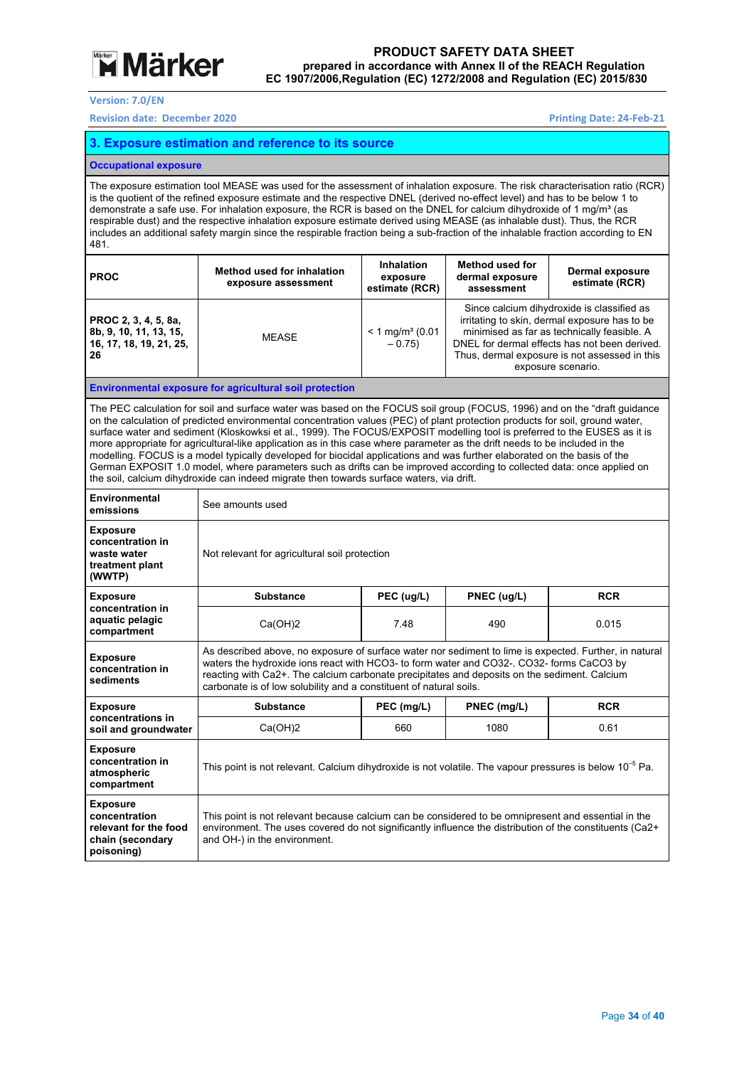## 3. Exposure estimation and reference to its source

### Occupational exposure

The exposure estimation tool MEASE was used for the assessment of inhalation exposure. The risk characterisation ratio (RCR) is the quotient of the refined exposure estimate and the respective DNEL (derived no-effect level) and has to be below 1 to demonstrate a safe use. For inhalation exposure, the RCR is based on the DNEL for calcium dihydroxide of 1 mg/m³ (as respirable dust) and the respective inhalation exposure estimate derived using MEASE (as inhalable dust). Thus, the RCR includes an additional safety margin since the respirable fraction being a sub-fraction of the inhalable fraction according to EN 481.

| PROC | Method used for inhalation exposure assessment | Inhalation exposure estimate (RCR) | Method used for dermal exposure assessment | Dermal exposure estimate (RCR) |
|---|---|---|---|---|
| **PROC 2, 3, 4, 5, 8a, 8b, 9, 10, 11, 13, 15, 16, 17, 18, 19, 21, 25, 26** | MEASE | < 1 mg/m³ (0.01 – 0.75) | Since calcium dihydroxide is classified as irritating to skin, dermal exposure has to be minimised as far as technically feasible. A DNEL for dermal effects has not been derived. Thus, dermal exposure is not assessed in this exposure scenario. | |

### Environmental exposure for agricultural soil protection

The PEC calculation for soil and surface water was based on the FOCUS soil group (FOCUS, 1996) and on the "draft guidance on the calculation of predicted environmental concentration values (PEC) of plant protection products for soil, ground water, surface water and sediment (Kloskowksi et al., 1999). The FOCUS/EXPOSIT modelling tool is preferred to the EUSES as it is more appropriate for agricultural-like application as in this case where parameter as the drift needs to be included in the modelling. FOCUS is a model typically developed for biocidal applications and was further elaborated on the basis of the German EXPOSIT 1.0 model, where parameters such as drifts can be improved according to collected data: once applied on the soil, calcium dihydroxide can indeed migrate then towards surface waters, via drift.

| | | | | |
|---|---|---|---|---|
| **Environmental emissions** | See amounts used | | | |
| **Exposure concentration in waste water treatment plant (WWTP)** | Not relevant for agricultural soil protection | | | |
| **Exposure concentration in aquatic pelagic compartment** | **Substance** | **PEC (ug/L)** | **PNEC (ug/L)** | **RCR** |
| | $Ca(OH)_2$ | 7.48 | 490 | 0.015 |
| **Exposure concentration in sediments** | As described above, no exposure of surface water nor sediment to lime is expected. Further, in natural waters the hydroxide ions react with $HCO_3^-$ to form water and $CO_3^{2-}$. $CO_3^{2-}$ forms $CaCO_3$ by reacting with $Ca^{2+}$. The calcium carbonate precipitates and deposits on the sediment. Calcium carbonate is of low solubility and a constituent of natural soils. | | | |
| **Exposure concentrations in soil and groundwater** | **Substance** | **PEC (mg/L)** | **PNEC (mg/L)** | **RCR** |
| | $Ca(OH)_2$ | 660 | 1080 | 0.61 |
| **Exposure concentration in atmospheric compartment** | This point is not relevant. Calcium dihydroxide is not volatile. The vapour pressures is below $10^{-5}$ Pa. | | | |
| **Exposure concentration relevant for the food chain (secondary poisoning)** | This point is not relevant because calcium can be considered to be omnipresent and essential in the environment. The uses covered do not significantly influence the distribution of the constituents ($Ca^{2+}$ and $OH^-$) in the environment. | | | |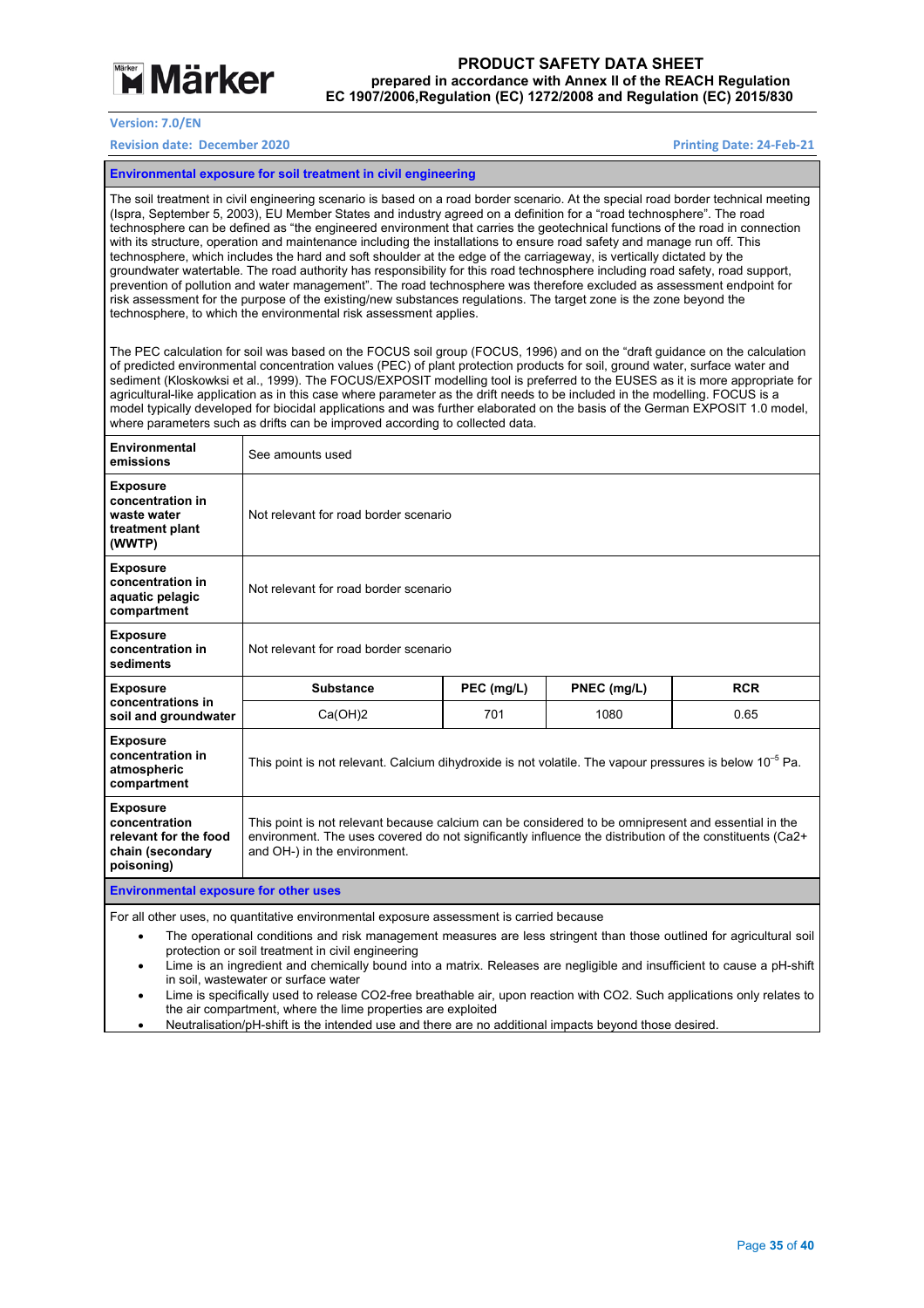### Environmental exposure for soil treatment in civil engineering

The soil treatment in civil engineering scenario is based on a road border scenario. At the special road border technical meeting (Ispra, September 5, 2003), EU Member States and industry agreed on a definition for a "road technosphere". The road technosphere can be defined as "the engineered environment that carries the geotechnical functions of the road in connection with its structure, operation and maintenance including the installations to ensure road safety and manage run off. This technosphere, which includes the hard and soft shoulder at the edge of the carriageway, is vertically dictated by the groundwater watertable. The road authority has responsibility for this road technosphere including road safety, road support, prevention of pollution and water management". The road technosphere was therefore excluded as assessment endpoint for risk assessment for the purpose of the existing/new substances regulations. The target zone is the zone beyond the technosphere, to which the environmental risk assessment applies.

The PEC calculation for soil was based on the FOCUS soil group (FOCUS, 1996) and on the "draft guidance on the calculation of predicted environmental concentration values (PEC) of plant protection products for soil, ground water, surface water and sediment (Kloskowksi et al., 1999). The FOCUS/EXPOSIT modelling tool is preferred to the EUSES as it is more appropriate for agricultural-like application as in this case where parameter as the drift needs to be included in the modelling. FOCUS is a model typically developed for biocidal applications and was further elaborated on the basis of the German EXPOSIT 1.0 model, where parameters such as drifts can be improved according to collected data.

| | | | | |
|---|---|---|---|---|
| **Environmental emissions** | See amounts used | | | |
| **Exposure concentration in waste water treatment plant (WWTP)** | Not relevant for road border scenario | | | |
| **Exposure concentration in aquatic pelagic compartment** | Not relevant for road border scenario | | | |
| **Exposure concentration in sediments** | Not relevant for road border scenario | | | |
| **Exposure concentrations in soil and groundwater** | **Substance** | **PEC (mg/L)** | **PNEC (mg/L)** | **RCR** |
| | $Ca(OH)_2$ | 701 | 1080 | 0.65 |
| **Exposure concentration in atmospheric compartment** | This point is not relevant. Calcium dihydroxide is not volatile. The vapour pressures is below $10^{-5}$ Pa. | | | |
| **Exposure concentration relevant for the food chain (secondary poisoning)** | This point is not relevant because calcium can be considered to be omnipresent and essential in the environment. The uses covered do not significantly influence the distribution of the constituents ($Ca^{2+}$ and $OH^-$) in the environment. | | | |

### Environmental exposure for other uses

For all other uses, no quantitative environmental exposure assessment is carried because

- The operational conditions and risk management measures are less stringent than those outlined for agricultural soil protection or soil treatment in civil engineering
- Lime is an ingredient and chemically bound into a matrix. Releases are negligible and insufficient to cause a pH-shift in soil, wastewater or surface water
- Lime is specifically used to release $CO_2$-free breathable air, upon reaction with $CO_2$. Such applications only relates to the air compartment, where the lime properties are exploited
- Neutralisation/pH-shift is the intended use and there are no additional impacts beyond those desired.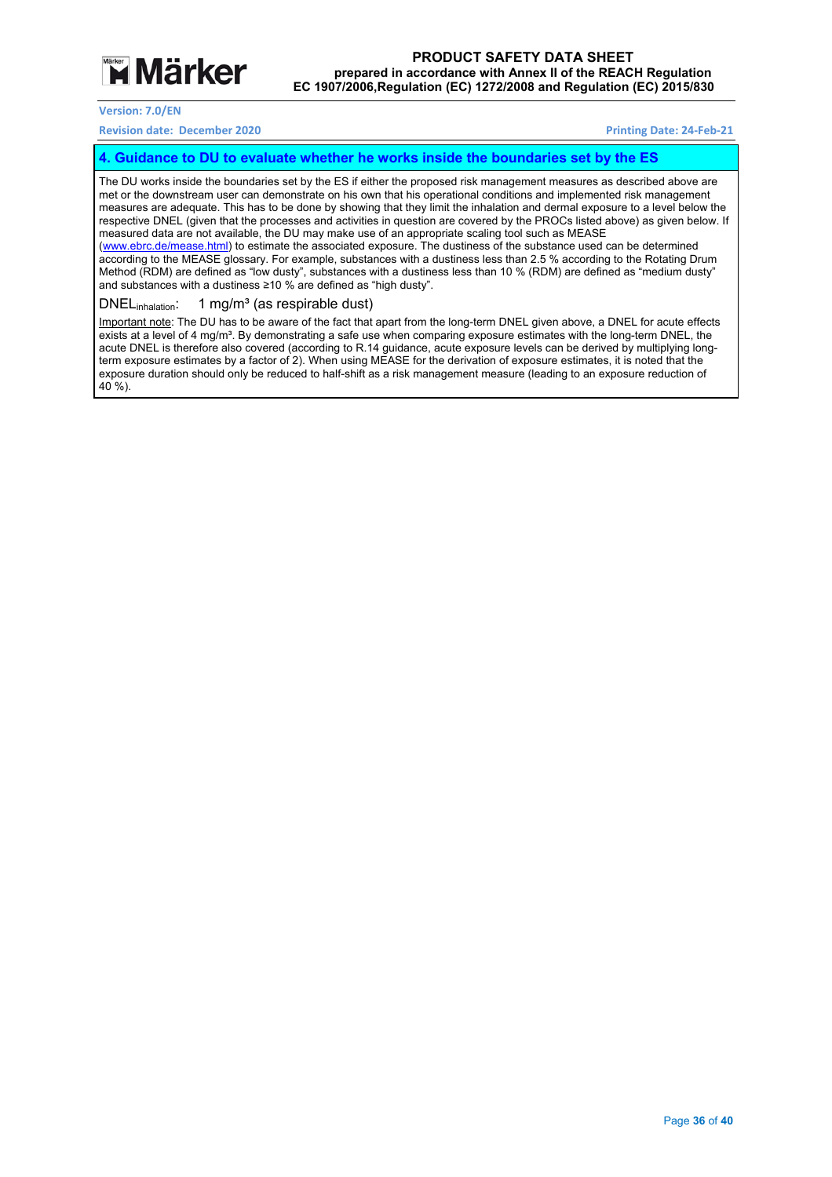## 4. Guidance to DU to evaluate whether he works inside the boundaries set by the ES

The DU works inside the boundaries set by the ES if either the proposed risk management measures as described above are met or the downstream user can demonstrate on his own that his operational conditions and implemented risk management measures are adequate. This has to be done by showing that they limit the inhalation and dermal exposure to a level below the respective DNEL (given that the processes and activities in question are covered by the PROCs listed above) as given below. If measured data are not available, the DU may make use of an appropriate scaling tool such as MEASE (www.ebrc.de/mease.html) to estimate the associated exposure. The dustiness of the substance used can be determined according to the MEASE glossary. For example, substances with a dustiness less than 2.5 % according to the Rotating Drum Method (RDM) are defined as "low dusty", substances with a dustiness less than 10 % (RDM) are defined as "medium dusty" and substances with a dustiness ≥10 % are defined as "high dusty".

$DNEL_{inhalation}$: 1 mg/m³ (as respirable dust)

Important note: The DU has to be aware of the fact that apart from the long-term DNEL given above, a DNEL for acute effects exists at a level of 4 mg/m³. By demonstrating a safe use when comparing exposure estimates with the long-term DNEL, the acute DNEL is therefore also covered (according to R.14 guidance, acute exposure levels can be derived by multiplying long-term exposure estimates by a factor of 2). When using MEASE for the derivation of exposure estimates, it is noted that the exposure duration should only be reduced to half-shift as a risk management measure (leading to an exposure reduction of 40 %).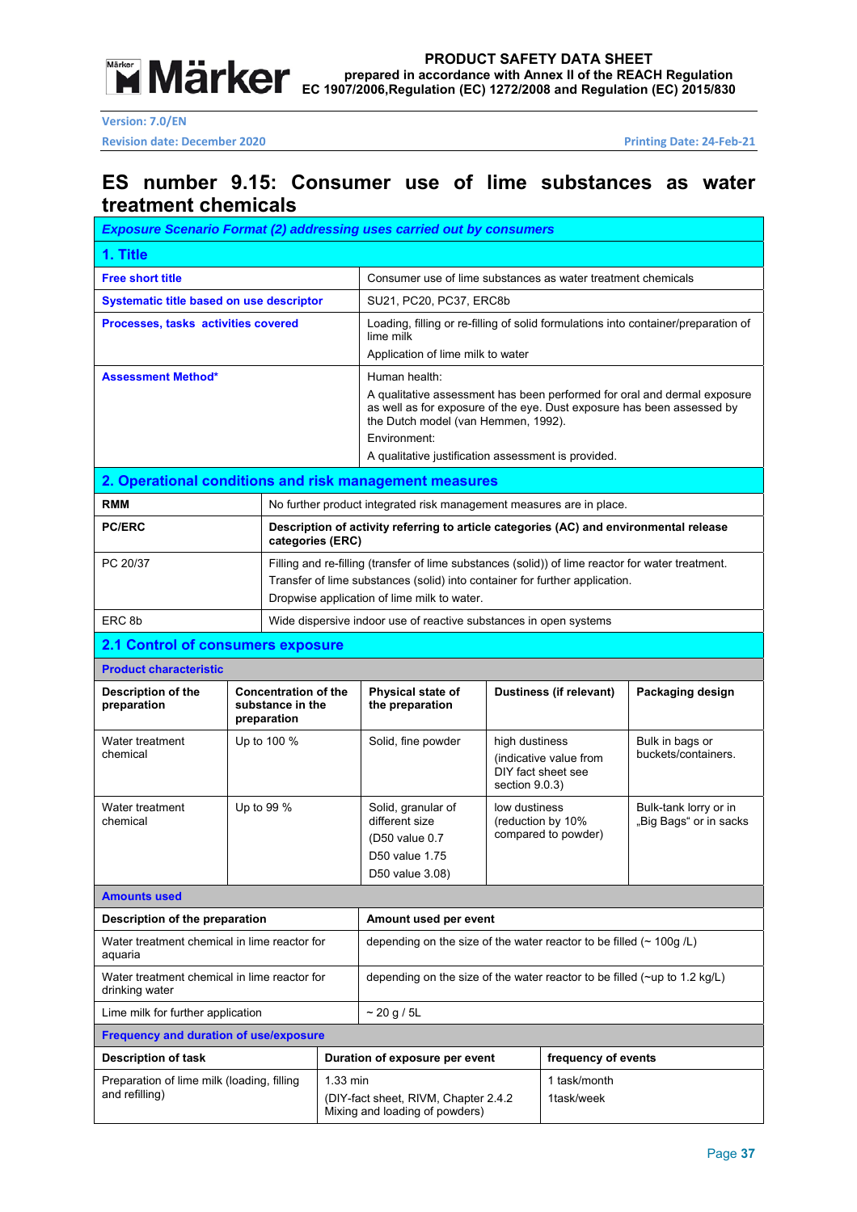# ES number 9.15: Consumer use of lime substances as water treatment chemicals

| *Exposure Scenario Format (2) addressing uses carried out by consumers* | |
|---|---|
| **1. Title** | |
| **Free short title** | Consumer use of lime substances as water treatment chemicals |
| **Systematic title based on use descriptor** | SU21, PC20, PC37, ERC8b |
| **Processes, tasks activities covered** | Loading, filling or re-filling of solid formulations into container/preparation of lime milk<br>Application of lime milk to water |
| **Assessment Method*** | Human health:<br>A qualitative assessment has been performed for oral and dermal exposure as well as for exposure of the eye. Dust exposure has been assessed by the Dutch model (van Hemmen, 1992).<br>Environment:<br>A qualitative justification assessment is provided. |

## 2. Operational conditions and risk management measures

| RMM | No further product integrated risk management measures are in place. |
|---|---|
| **PC/ERC** | **Description of activity referring to article categories (AC) and environmental release categories (ERC)** |
| PC 20/37 | Filling and re-filling (transfer of lime substances (solid)) of lime reactor for water treatment.<br>Transfer of lime substances (solid) into container for further application.<br>Dropwise application of lime milk to water. |
| ERC 8b | Wide dispersive indoor use of reactive substances in open systems |

## 2.1 Control of consumers exposure

**Product characteristic**

| Description of the preparation | Concentration of the substance in the preparation | Physical state of the preparation | Dustiness (if relevant) | Packaging design |
|---|---|---|---|---|
| Water treatment chemical | Up to 100 % | Solid, fine powder | high dustiness<br>(indicative value from DIY fact sheet see section 9.0.3) | Bulk in bags or buckets/containers. |
| Water treatment chemical | Up to 99 % | Solid, granular of different size<br>(D50 value 0.7<br>D50 value 1.75<br>D50 value 3.08) | low dustiness (reduction by 10% compared to powder) | Bulk-tank lorry or in „Big Bags" or in sacks |

**Amounts used**

| Description of the preparation | Amount used per event |
|---|---|
| Water treatment chemical in lime reactor for aquaria | depending on the size of the water reactor to be filled (~ 100g /L) |
| Water treatment chemical in lime reactor for drinking water | depending on the size of the water reactor to be filled (~up to 1.2 kg/L) |
| Lime milk for further application | ~ 20 g / 5L |

**Frequency and duration of use/exposure**

| Description of task | Duration of exposure per event | frequency of events |
|---|---|---|
| Preparation of lime milk (loading, filling and refilling) | 1.33 min<br>(DIY-fact sheet, RIVM, Chapter 2.4.2 Mixing and loading of powders) | 1 task/month<br>1task/week |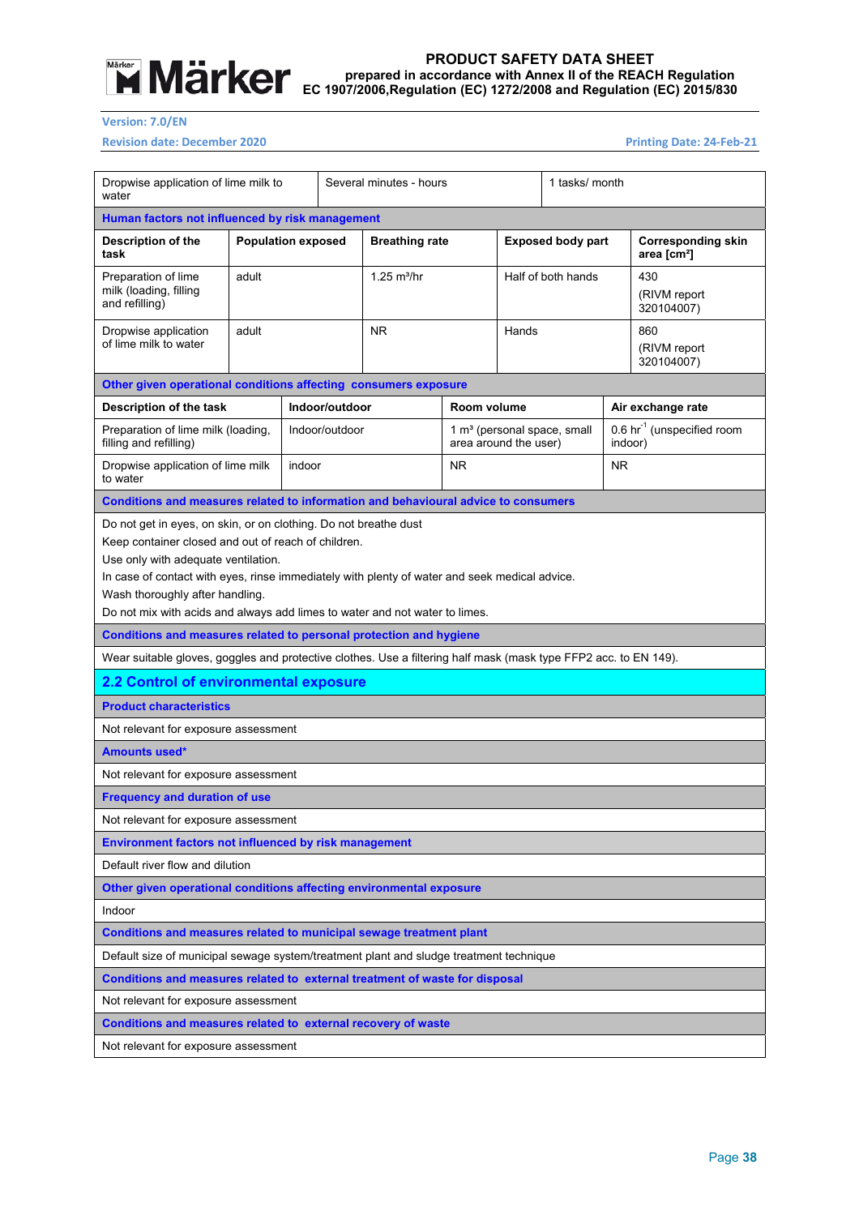| Dropwise application of lime milk to water | Several minutes - hours | 1 tasks/ month |
|---|---|---|

**Human factors not influenced by risk management**

| Description of the task | Population exposed | Breathing rate | Exposed body part | Corresponding skin area [cm²] |
|---|---|---|---|---|
| Preparation of lime milk (loading, filling and refilling) | adult | 1.25 m³/hr | Half of both hands | 430 (RIVM report 320104007) |
| Dropwise application of lime milk to water | adult | NR | Hands | 860 (RIVM report 320104007) |

**Other given operational conditions affecting consumers exposure**

| Description of the task | Indoor/outdoor | Room volume | Air exchange rate |
|---|---|---|---|
| Preparation of lime milk (loading, filling and refilling) | Indoor/outdoor | 1 m³ (personal space, small area around the user) | 0.6 $hr^{-1}$ (unspecified room indoor) |
| Dropwise application of lime milk to water | indoor | NR | NR |

**Conditions and measures related to information and behavioural advice to consumers**

Do not get in eyes, on skin, or on clothing. Do not breathe dust

Keep container closed and out of reach of children.

Use only with adequate ventilation.

In case of contact with eyes, rinse immediately with plenty of water and seek medical advice.

Wash thoroughly after handling.

Do not mix with acids and always add limes to water and not water to limes.

**Conditions and measures related to personal protection and hygiene**

Wear suitable gloves, goggles and protective clothes. Use a filtering half mask (mask type FFP2 acc. to EN 149).

## 2.2 Control of environmental exposure

**Product characteristics**

Not relevant for exposure assessment

**Amounts used***

Not relevant for exposure assessment

**Frequency and duration of use**

Not relevant for exposure assessment

**Environment factors not influenced by risk management**

Default river flow and dilution

**Other given operational conditions affecting environmental exposure**

Indoor

**Conditions and measures related to municipal sewage treatment plant**

Default size of municipal sewage system/treatment plant and sludge treatment technique

**Conditions and measures related to external treatment of waste for disposal**

Not relevant for exposure assessment

**Conditions and measures related to external recovery of waste**

Not relevant for exposure assessment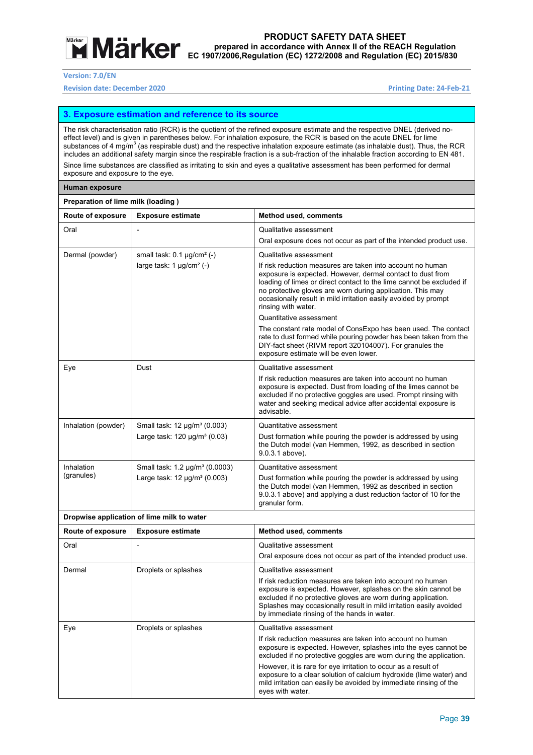## 3. Exposure estimation and reference to its source

The risk characterisation ratio (RCR) is the quotient of the refined exposure estimate and the respective DNEL (derived no-effect level) and is given in parentheses below. For inhalation exposure, the RCR is based on the acute DNEL for lime substances of 4 mg/m$^3$ (as respirable dust) and the respective inhalation exposure estimate (as inhalable dust). Thus, the RCR includes an additional safety margin since the respirable fraction is a sub-fraction of the inhalable fraction according to EN 481.

Since lime substances are classified as irritating to skin and eyes a qualitative assessment has been performed for dermal exposure and exposure to the eye.

**Human exposure**

**Preparation of lime milk (loading )**

| Route of exposure | Exposure estimate | Method used, comments |
|---|---|---|
| Oral | - | Qualitative assessment<br>Oral exposure does not occur as part of the intended product use. |
| Dermal (powder) | small task: 0.1 µg/cm² (-)<br>large task: 1 µg/cm² (-) | Qualitative assessment<br>If risk reduction measures are taken into account no human exposure is expected. However, dermal contact to dust from loading of limes or direct contact to the lime cannot be excluded if no protective gloves are worn during application. This may occasionally result in mild irritation easily avoided by prompt rinsing with water.<br>Quantitative assessment<br>The constant rate model of ConsExpo has been used. The contact rate to dust formed while pouring powder has been taken from the DIY-fact sheet (RIVM report 320104007). For granules the exposure estimate will be even lower. |
| Eye | Dust | Qualitative assessment<br>If risk reduction measures are taken into account no human exposure is expected. Dust from loading of the limes cannot be excluded if no protective goggles are used. Prompt rinsing with water and seeking medical advice after accidental exposure is advisable. |
| Inhalation (powder) | Small task: 12 µg/m³ (0.003)<br>Large task: 120 µg/m³ (0.03) | Quantitative assessment<br>Dust formation while pouring the powder is addressed by using the Dutch model (van Hemmen, 1992, as described in section 9.0.3.1 above). |
| Inhalation (granules) | Small task: 1.2 µg/m³ (0.0003)<br>Large task: 12 µg/m³ (0.003) | Quantitative assessment<br>Dust formation while pouring the powder is addressed by using the Dutch model (van Hemmen, 1992 as described in section 9.0.3.1 above) and applying a dust reduction factor of 10 for the granular form. |

**Dropwise application of lime milk to water**

| Route of exposure | Exposure estimate | Method used, comments |
|---|---|---|
| Oral | - | Qualitative assessment<br>Oral exposure does not occur as part of the intended product use. |
| Dermal | Droplets or splashes | Qualitative assessment<br>If risk reduction measures are taken into account no human exposure is expected. However, splashes on the skin cannot be excluded if no protective gloves are worn during application. Splashes may occasionally result in mild irritation easily avoided by immediate rinsing of the hands in water. |
| Eye | Droplets or splashes | Qualitative assessment<br>If risk reduction measures are taken into account no human exposure is expected. However, splashes into the eyes cannot be excluded if no protective goggles are worn during the application.<br>However, it is rare for eye irritation to occur as a result of exposure to a clear solution of calcium hydroxide (lime water) and mild irritation can easily be avoided by immediate rinsing of the eyes with water. |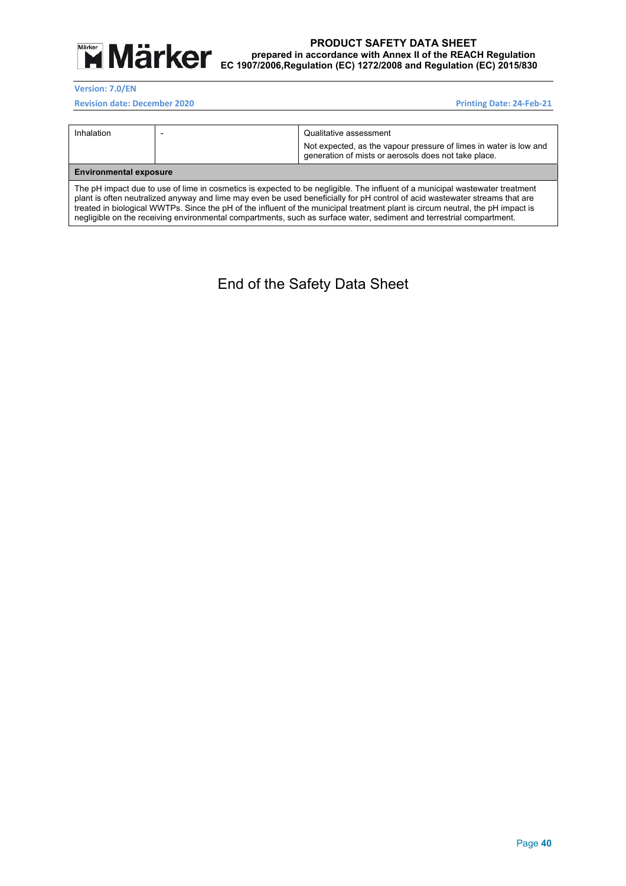| | | |
|---|---|---|
| Inhalation | - | Qualitative assessment<br><br>Not expected, as the vapour pressure of limes in water is low and generation of mists or aerosols does not take place. |
| **Environmental exposure** | | |
| The pH impact due to use of lime in cosmetics is expected to be negligible. The influent of a municipal wastewater treatment plant is often neutralized anyway and lime may even be used beneficially for pH control of acid wastewater streams that are treated in biological WWTPs. Since the pH of the influent of the municipal treatment plant is circum neutral, the pH impact is negligible on the receiving environmental compartments, such as surface water, sediment and terrestrial compartment. | | |

End of the Safety Data Sheet